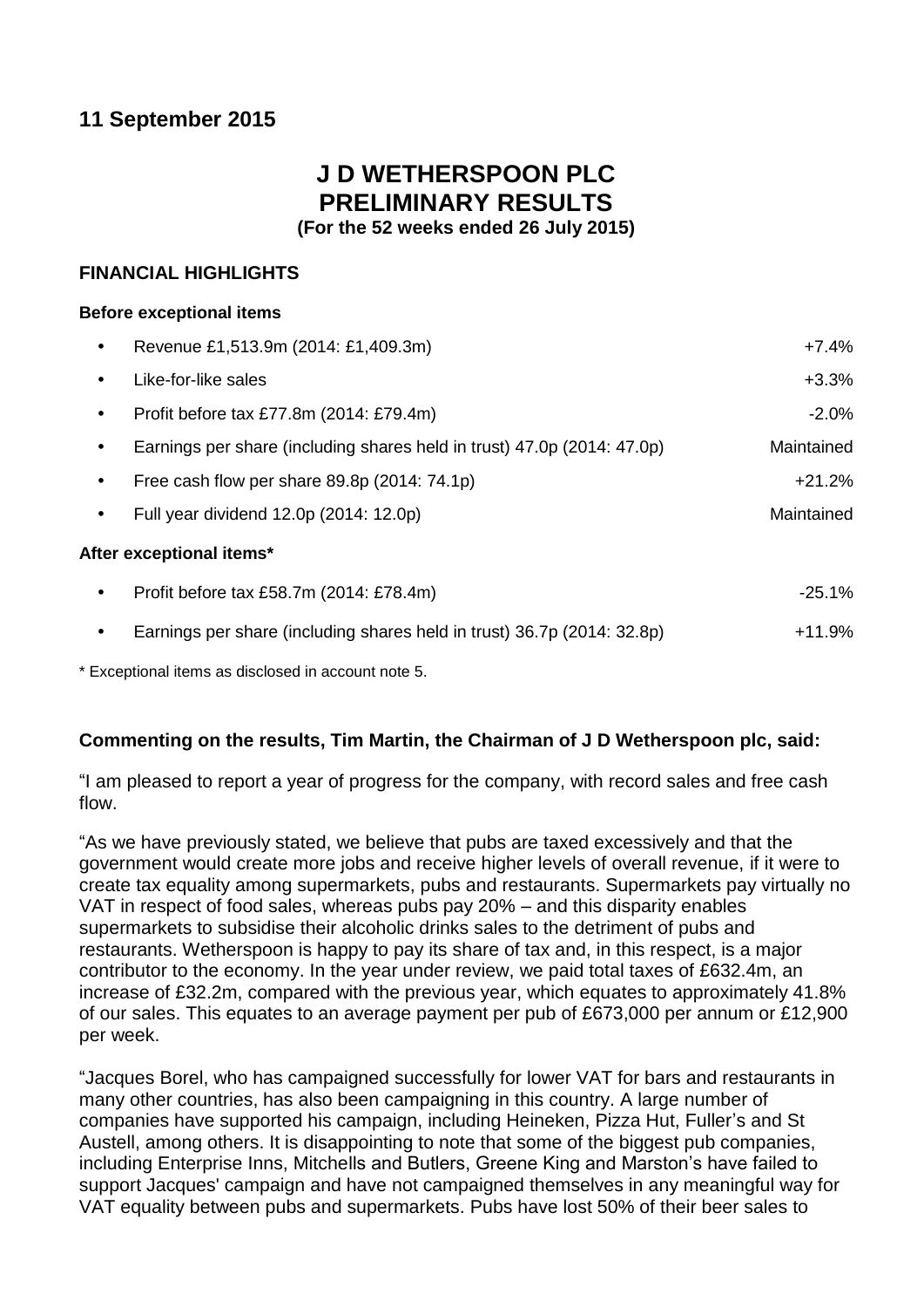**11 September 2015**

# J D WETHERSPOON PLC
# PRELIMINARY RESULTS

**(For the 52 weeks ended 26 July 2015)**

## FINANCIAL HIGHLIGHTS

### Before exceptional items

| | |
|---|---|
| • Revenue £1,513.9m (2014: £1,409.3m) | +7.4% |
| • Like-for-like sales | +3.3% |
| • Profit before tax £77.8m (2014: £79.4m) | -2.0% |
| • Earnings per share (including shares held in trust) 47.0p (2014: 47.0p) | Maintained |
| • Free cash flow per share 89.8p (2014: 74.1p) | +21.2% |
| • Full year dividend 12.0p (2014: 12.0p) | Maintained |

### After exceptional items*

| | |
|---|---|
| • Profit before tax £58.7m (2014: £78.4m) | -25.1% |
| • Earnings per share (including shares held in trust) 36.7p (2014: 32.8p) | +11.9% |

* Exceptional items as disclosed in account note 5.

**Commenting on the results, Tim Martin, the Chairman of J D Wetherspoon plc, said:**

"I am pleased to report a year of progress for the company, with record sales and free cash flow.

"As we have previously stated, we believe that pubs are taxed excessively and that the government would create more jobs and receive higher levels of overall revenue, if it were to create tax equality among supermarkets, pubs and restaurants. Supermarkets pay virtually no VAT in respect of food sales, whereas pubs pay 20% – and this disparity enables supermarkets to subsidise their alcoholic drinks sales to the detriment of pubs and restaurants. Wetherspoon is happy to pay its share of tax and, in this respect, is a major contributor to the economy. In the year under review, we paid total taxes of £632.4m, an increase of £32.2m, compared with the previous year, which equates to approximately 41.8% of our sales. This equates to an average payment per pub of £673,000 per annum or £12,900 per week.

"Jacques Borel, who has campaigned successfully for lower VAT for bars and restaurants in many other countries, has also been campaigning in this country. A large number of companies have supported his campaign, including Heineken, Pizza Hut, Fuller's and St Austell, among others. It is disappointing to note that some of the biggest pub companies, including Enterprise Inns, Mitchells and Butlers, Greene King and Marston's have failed to support Jacques' campaign and have not campaigned themselves in any meaningful way for VAT equality between pubs and supermarkets. Pubs have lost 50% of their beer sales to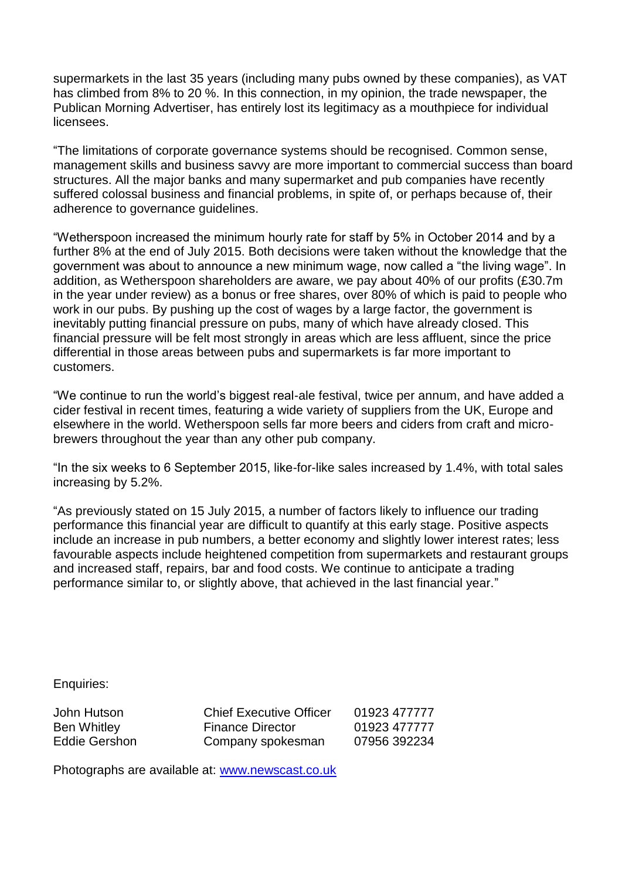supermarkets in the last 35 years (including many pubs owned by these companies), as VAT has climbed from 8% to 20 %. In this connection, in my opinion, the trade newspaper, the Publican Morning Advertiser, has entirely lost its legitimacy as a mouthpiece for individual licensees.

"The limitations of corporate governance systems should be recognised. Common sense, management skills and business savvy are more important to commercial success than board structures. All the major banks and many supermarket and pub companies have recently suffered colossal business and financial problems, in spite of, or perhaps because of, their adherence to governance guidelines.

"Wetherspoon increased the minimum hourly rate for staff by 5% in October 2014 and by a further 8% at the end of July 2015. Both decisions were taken without the knowledge that the government was about to announce a new minimum wage, now called a "the living wage". In addition, as Wetherspoon shareholders are aware, we pay about 40% of our profits (£30.7m in the year under review) as a bonus or free shares, over 80% of which is paid to people who work in our pubs. By pushing up the cost of wages by a large factor, the government is inevitably putting financial pressure on pubs, many of which have already closed. This financial pressure will be felt most strongly in areas which are less affluent, since the price differential in those areas between pubs and supermarkets is far more important to customers.

"We continue to run the world's biggest real-ale festival, twice per annum, and have added a cider festival in recent times, featuring a wide variety of suppliers from the UK, Europe and elsewhere in the world. Wetherspoon sells far more beers and ciders from craft and micro-brewers throughout the year than any other pub company.

"In the six weeks to 6 September 2015, like-for-like sales increased by 1.4%, with total sales increasing by 5.2%.

"As previously stated on 15 July 2015, a number of factors likely to influence our trading performance this financial year are difficult to quantify at this early stage. Positive aspects include an increase in pub numbers, a better economy and slightly lower interest rates; less favourable aspects include heightened competition from supermarkets and restaurant groups and increased staff, repairs, bar and food costs. We continue to anticipate a trading performance similar to, or slightly above, that achieved in the last financial year."

Enquiries:

| | | |
|---|---|---|
| John Hutson | Chief Executive Officer | 01923 477777 |
| Ben Whitley | Finance Director | 01923 477777 |
| Eddie Gershon | Company spokesman | 07956 392234 |

Photographs are available at: www.newscast.co.uk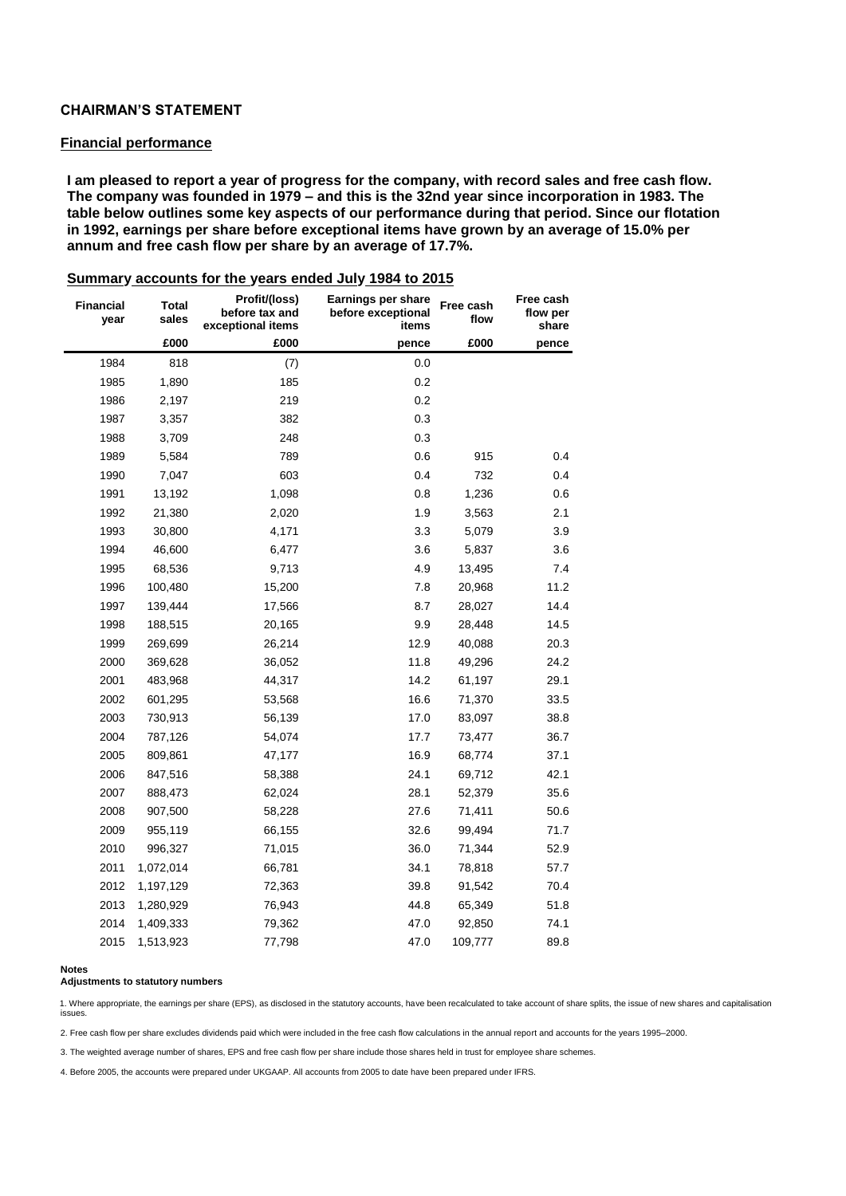## CHAIRMAN'S STATEMENT

### Financial performance

**I am pleased to report a year of progress for the company, with record sales and free cash flow. The company was founded in 1979 – and this is the 32nd year since incorporation in 1983. The table below outlines some key aspects of our performance during that period. Since our flotation in 1992, earnings per share before exceptional items have grown by an average of 15.0% per annum and free cash flow per share by an average of 17.7%.**

### Summary accounts for the years ended July 1984 to 2015

| Financial year | Total sales | Profit/(loss) before tax and exceptional items | Earnings per share before exceptional items | Free cash flow | Free cash flow per share |
|---|---|---|---|---|---|
| | £000 | £000 | pence | £000 | pence |
| 1984 | 818 | (7) | 0.0 | | |
| 1985 | 1,890 | 185 | 0.2 | | |
| 1986 | 2,197 | 219 | 0.2 | | |
| 1987 | 3,357 | 382 | 0.3 | | |
| 1988 | 3,709 | 248 | 0.3 | | |
| 1989 | 5,584 | 789 | 0.6 | 915 | 0.4 |
| 1990 | 7,047 | 603 | 0.4 | 732 | 0.4 |
| 1991 | 13,192 | 1,098 | 0.8 | 1,236 | 0.6 |
| 1992 | 21,380 | 2,020 | 1.9 | 3,563 | 2.1 |
| 1993 | 30,800 | 4,171 | 3.3 | 5,079 | 3.9 |
| 1994 | 46,600 | 6,477 | 3.6 | 5,837 | 3.6 |
| 1995 | 68,536 | 9,713 | 4.9 | 13,495 | 7.4 |
| 1996 | 100,480 | 15,200 | 7.8 | 20,968 | 11.2 |
| 1997 | 139,444 | 17,566 | 8.7 | 28,027 | 14.4 |
| 1998 | 188,515 | 20,165 | 9.9 | 28,448 | 14.5 |
| 1999 | 269,699 | 26,214 | 12.9 | 40,088 | 20.3 |
| 2000 | 369,628 | 36,052 | 11.8 | 49,296 | 24.2 |
| 2001 | 483,968 | 44,317 | 14.2 | 61,197 | 29.1 |
| 2002 | 601,295 | 53,568 | 16.6 | 71,370 | 33.5 |
| 2003 | 730,913 | 56,139 | 17.0 | 83,097 | 38.8 |
| 2004 | 787,126 | 54,074 | 17.7 | 73,477 | 36.7 |
| 2005 | 809,861 | 47,177 | 16.9 | 68,774 | 37.1 |
| 2006 | 847,516 | 58,388 | 24.1 | 69,712 | 42.1 |
| 2007 | 888,473 | 62,024 | 28.1 | 52,379 | 35.6 |
| 2008 | 907,500 | 58,228 | 27.6 | 71,411 | 50.6 |
| 2009 | 955,119 | 66,155 | 32.6 | 99,494 | 71.7 |
| 2010 | 996,327 | 71,015 | 36.0 | 71,344 | 52.9 |
| 2011 | 1,072,014 | 66,781 | 34.1 | 78,818 | 57.7 |
| 2012 | 1,197,129 | 72,363 | 39.8 | 91,542 | 70.4 |
| 2013 | 1,280,929 | 76,943 | 44.8 | 65,349 | 51.8 |
| 2014 | 1,409,333 | 79,362 | 47.0 | 92,850 | 74.1 |
| 2015 | 1,513,923 | 77,798 | 47.0 | 109,777 | 89.8 |

**Notes**

**Adjustments to statutory numbers**

1. Where appropriate, the earnings per share (EPS), as disclosed in the statutory accounts, have been recalculated to take account of share splits, the issue of new shares and capitalisation issues.

2. Free cash flow per share excludes dividends paid which were included in the free cash flow calculations in the annual report and accounts for the years 1995–2000.

3. The weighted average number of shares, EPS and free cash flow per share include those shares held in trust for employee share schemes.

4. Before 2005, the accounts were prepared under UKGAAP. All accounts from 2005 to date have been prepared under IFRS.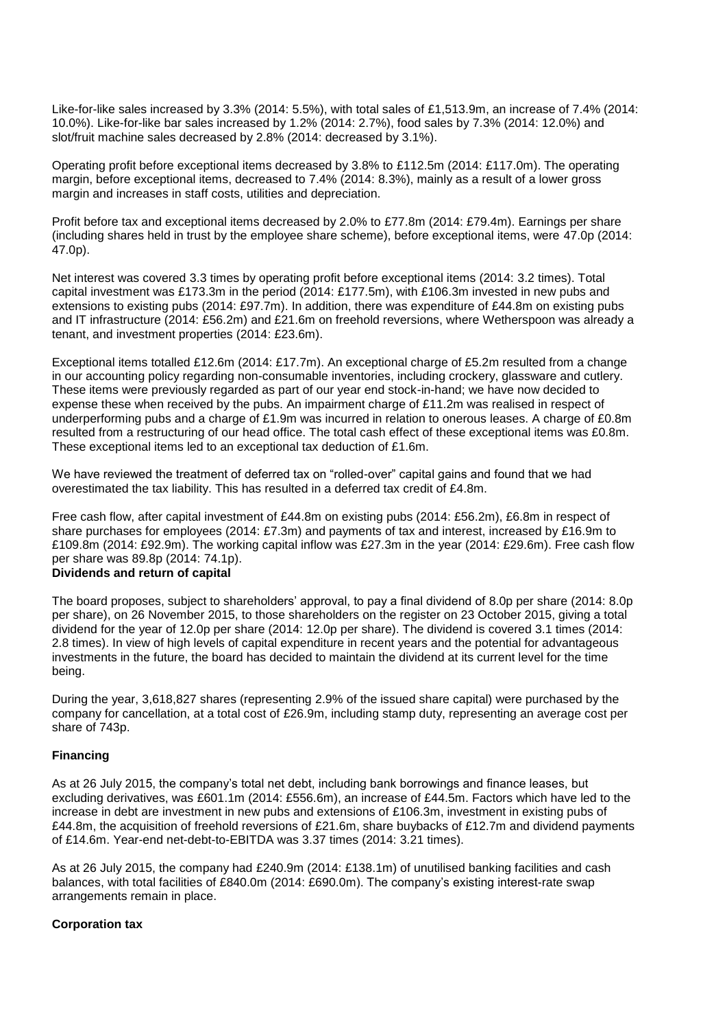Like-for-like sales increased by 3.3% (2014: 5.5%), with total sales of £1,513.9m, an increase of 7.4% (2014: 10.0%). Like-for-like bar sales increased by 1.2% (2014: 2.7%), food sales by 7.3% (2014: 12.0%) and slot/fruit machine sales decreased by 2.8% (2014: decreased by 3.1%).

Operating profit before exceptional items decreased by 3.8% to £112.5m (2014: £117.0m). The operating margin, before exceptional items, decreased to 7.4% (2014: 8.3%), mainly as a result of a lower gross margin and increases in staff costs, utilities and depreciation.

Profit before tax and exceptional items decreased by 2.0% to £77.8m (2014: £79.4m). Earnings per share (including shares held in trust by the employee share scheme), before exceptional items, were 47.0p (2014: 47.0p).

Net interest was covered 3.3 times by operating profit before exceptional items (2014: 3.2 times). Total capital investment was £173.3m in the period (2014: £177.5m), with £106.3m invested in new pubs and extensions to existing pubs (2014: £97.7m). In addition, there was expenditure of £44.8m on existing pubs and IT infrastructure (2014: £56.2m) and £21.6m on freehold reversions, where Wetherspoon was already a tenant, and investment properties (2014: £23.6m).

Exceptional items totalled £12.6m (2014: £17.7m). An exceptional charge of £5.2m resulted from a change in our accounting policy regarding non-consumable inventories, including crockery, glassware and cutlery. These items were previously regarded as part of our year end stock-in-hand; we have now decided to expense these when received by the pubs. An impairment charge of £11.2m was realised in respect of underperforming pubs and a charge of £1.9m was incurred in relation to onerous leases. A charge of £0.8m resulted from a restructuring of our head office. The total cash effect of these exceptional items was £0.8m. These exceptional items led to an exceptional tax deduction of £1.6m.

We have reviewed the treatment of deferred tax on "rolled-over" capital gains and found that we had overestimated the tax liability. This has resulted in a deferred tax credit of £4.8m.

Free cash flow, after capital investment of £44.8m on existing pubs (2014: £56.2m), £6.8m in respect of share purchases for employees (2014: £7.3m) and payments of tax and interest, increased by £16.9m to £109.8m (2014: £92.9m). The working capital inflow was £27.3m in the year (2014: £29.6m). Free cash flow per share was 89.8p (2014: 74.1p).

**Dividends and return of capital**

The board proposes, subject to shareholders' approval, to pay a final dividend of 8.0p per share (2014: 8.0p per share), on 26 November 2015, to those shareholders on the register on 23 October 2015, giving a total dividend for the year of 12.0p per share (2014: 12.0p per share). The dividend is covered 3.1 times (2014: 2.8 times). In view of high levels of capital expenditure in recent years and the potential for advantageous investments in the future, the board has decided to maintain the dividend at its current level for the time being.

During the year, 3,618,827 shares (representing 2.9% of the issued share capital) were purchased by the company for cancellation, at a total cost of £26.9m, including stamp duty, representing an average cost per share of 743p.

**Financing**

As at 26 July 2015, the company's total net debt, including bank borrowings and finance leases, but excluding derivatives, was £601.1m (2014: £556.6m), an increase of £44.5m. Factors which have led to the increase in debt are investment in new pubs and extensions of £106.3m, investment in existing pubs of £44.8m, the acquisition of freehold reversions of £21.6m, share buybacks of £12.7m and dividend payments of £14.6m. Year-end net-debt-to-EBITDA was 3.37 times (2014: 3.21 times).

As at 26 July 2015, the company had £240.9m (2014: £138.1m) of unutilised banking facilities and cash balances, with total facilities of £840.0m (2014: £690.0m). The company's existing interest-rate swap arrangements remain in place.

**Corporation tax**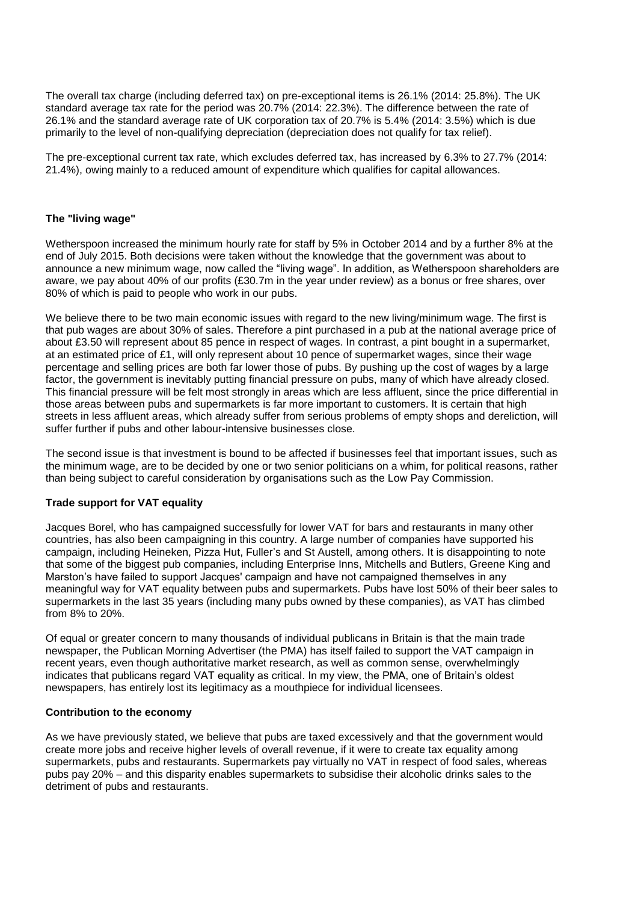The overall tax charge (including deferred tax) on pre-exceptional items is 26.1% (2014: 25.8%). The UK standard average tax rate for the period was 20.7% (2014: 22.3%). The difference between the rate of 26.1% and the standard average rate of UK corporation tax of 20.7% is 5.4% (2014: 3.5%) which is due primarily to the level of non-qualifying depreciation (depreciation does not qualify for tax relief).

The pre-exceptional current tax rate, which excludes deferred tax, has increased by 6.3% to 27.7% (2014: 21.4%), owing mainly to a reduced amount of expenditure which qualifies for capital allowances.

**The "living wage"**

Wetherspoon increased the minimum hourly rate for staff by 5% in October 2014 and by a further 8% at the end of July 2015. Both decisions were taken without the knowledge that the government was about to announce a new minimum wage, now called the "living wage". In addition, as Wetherspoon shareholders are aware, we pay about 40% of our profits (£30.7m in the year under review) as a bonus or free shares, over 80% of which is paid to people who work in our pubs.

We believe there to be two main economic issues with regard to the new living/minimum wage. The first is that pub wages are about 30% of sales. Therefore a pint purchased in a pub at the national average price of about £3.50 will represent about 85 pence in respect of wages. In contrast, a pint bought in a supermarket, at an estimated price of £1, will only represent about 10 pence of supermarket wages, since their wage percentage and selling prices are both far lower those of pubs. By pushing up the cost of wages by a large factor, the government is inevitably putting financial pressure on pubs, many of which have already closed. This financial pressure will be felt most strongly in areas which are less affluent, since the price differential in those areas between pubs and supermarkets is far more important to customers. It is certain that high streets in less affluent areas, which already suffer from serious problems of empty shops and dereliction, will suffer further if pubs and other labour-intensive businesses close.

The second issue is that investment is bound to be affected if businesses feel that important issues, such as the minimum wage, are to be decided by one or two senior politicians on a whim, for political reasons, rather than being subject to careful consideration by organisations such as the Low Pay Commission.

**Trade support for VAT equality**

Jacques Borel, who has campaigned successfully for lower VAT for bars and restaurants in many other countries, has also been campaigning in this country. A large number of companies have supported his campaign, including Heineken, Pizza Hut, Fuller's and St Austell, among others. It is disappointing to note that some of the biggest pub companies, including Enterprise Inns, Mitchells and Butlers, Greene King and Marston's have failed to support Jacques' campaign and have not campaigned themselves in any meaningful way for VAT equality between pubs and supermarkets. Pubs have lost 50% of their beer sales to supermarkets in the last 35 years (including many pubs owned by these companies), as VAT has climbed from 8% to 20%.

Of equal or greater concern to many thousands of individual publicans in Britain is that the main trade newspaper, the Publican Morning Advertiser (the PMA) has itself failed to support the VAT campaign in recent years, even though authoritative market research, as well as common sense, overwhelmingly indicates that publicans regard VAT equality as critical. In my view, the PMA, one of Britain's oldest newspapers, has entirely lost its legitimacy as a mouthpiece for individual licensees.

**Contribution to the economy**

As we have previously stated, we believe that pubs are taxed excessively and that the government would create more jobs and receive higher levels of overall revenue, if it were to create tax equality among supermarkets, pubs and restaurants. Supermarkets pay virtually no VAT in respect of food sales, whereas pubs pay 20% – and this disparity enables supermarkets to subsidise their alcoholic drinks sales to the detriment of pubs and restaurants.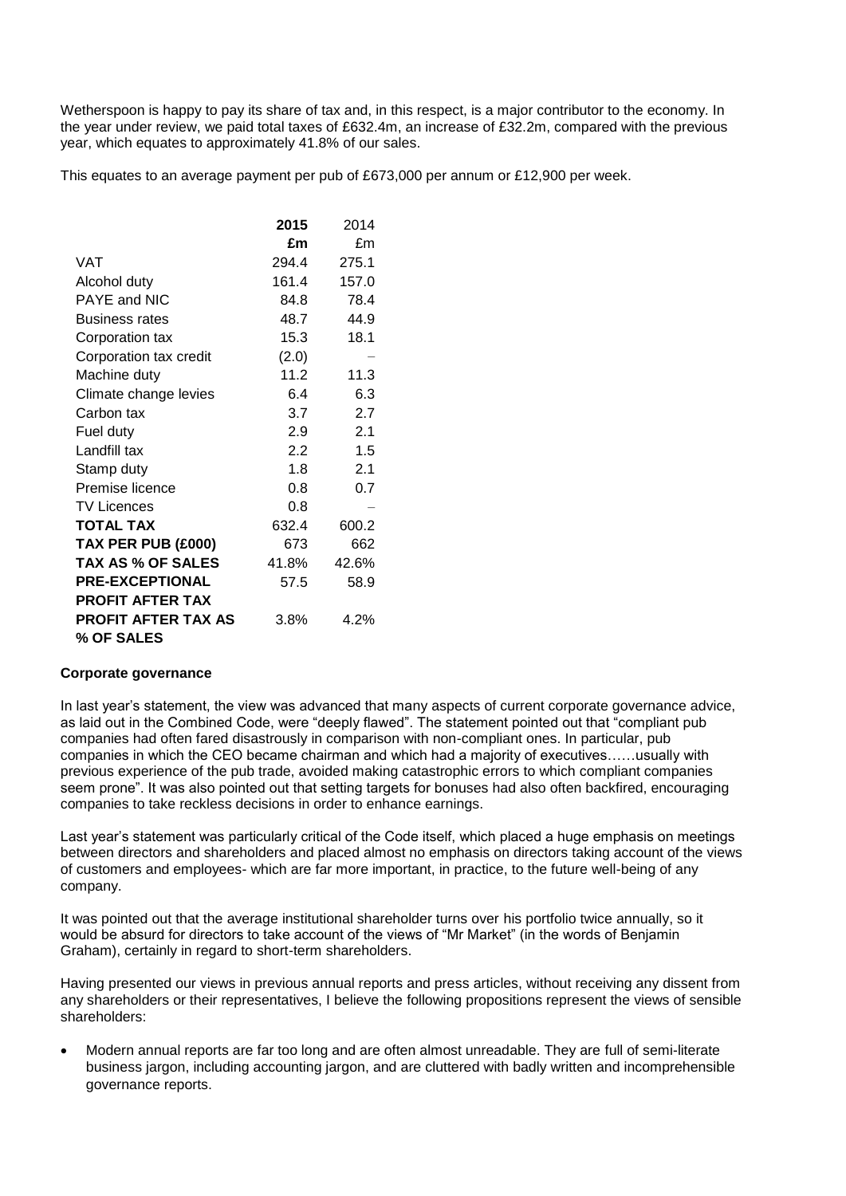Wetherspoon is happy to pay its share of tax and, in this respect, is a major contributor to the economy. In the year under review, we paid total taxes of £632.4m, an increase of £32.2m, compared with the previous year, which equates to approximately 41.8% of our sales.

This equates to an average payment per pub of £673,000 per annum or £12,900 per week.

| | **2015** | 2014 |
|---|---|---|
| | **£m** | £m |
| VAT | 294.4 | 275.1 |
| Alcohol duty | 161.4 | 157.0 |
| PAYE and NIC | 84.8 | 78.4 |
| Business rates | 48.7 | 44.9 |
| Corporation tax | 15.3 | 18.1 |
| Corporation tax credit | (2.0) | – |
| Machine duty | 11.2 | 11.3 |
| Climate change levies | 6.4 | 6.3 |
| Carbon tax | 3.7 | 2.7 |
| Fuel duty | 2.9 | 2.1 |
| Landfill tax | 2.2 | 1.5 |
| Stamp duty | 1.8 | 2.1 |
| Premise licence | 0.8 | 0.7 |
| TV Licences | 0.8 | – |
| **TOTAL TAX** | 632.4 | 600.2 |
| **TAX PER PUB (£000)** | 673 | 662 |
| **TAX AS % OF SALES** | 41.8% | 42.6% |
| **PRE-EXCEPTIONAL PROFIT AFTER TAX** | 57.5 | 58.9 |
| **PROFIT AFTER TAX AS % OF SALES** | 3.8% | 4.2% |

**Corporate governance**

In last year's statement, the view was advanced that many aspects of current corporate governance advice, as laid out in the Combined Code, were "deeply flawed". The statement pointed out that "compliant pub companies had often fared disastrously in comparison with non-compliant ones. In particular, pub companies in which the CEO became chairman and which had a majority of executives……usually with previous experience of the pub trade, avoided making catastrophic errors to which compliant companies seem prone". It was also pointed out that setting targets for bonuses had also often backfired, encouraging companies to take reckless decisions in order to enhance earnings.

Last year's statement was particularly critical of the Code itself, which placed a huge emphasis on meetings between directors and shareholders and placed almost no emphasis on directors taking account of the views of customers and employees- which are far more important, in practice, to the future well-being of any company.

It was pointed out that the average institutional shareholder turns over his portfolio twice annually, so it would be absurd for directors to take account of the views of "Mr Market" (in the words of Benjamin Graham), certainly in regard to short-term shareholders.

Having presented our views in previous annual reports and press articles, without receiving any dissent from any shareholders or their representatives, I believe the following propositions represent the views of sensible shareholders:

- Modern annual reports are far too long and are often almost unreadable. They are full of semi-literate business jargon, including accounting jargon, and are cluttered with badly written and incomprehensible governance reports.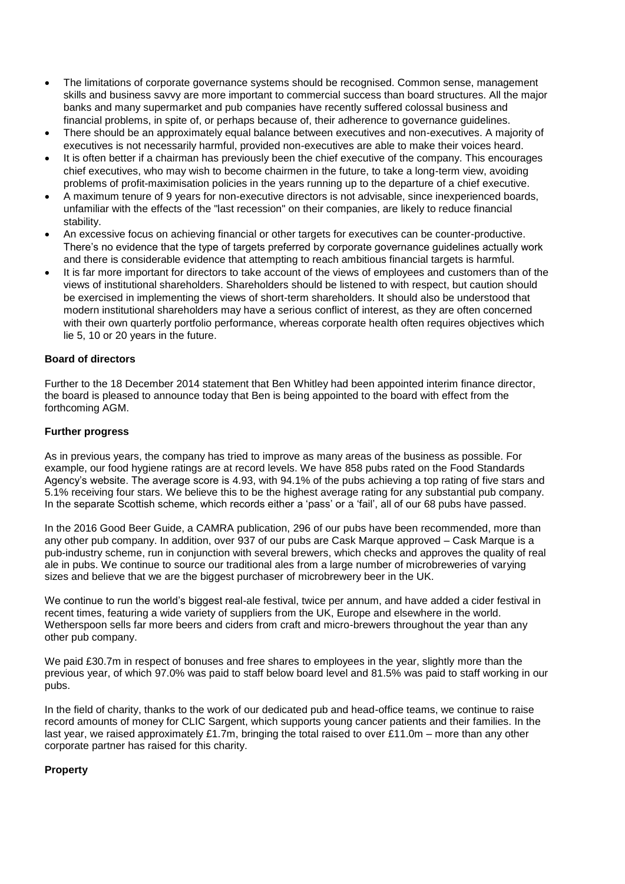- The limitations of corporate governance systems should be recognised. Common sense, management skills and business savvy are more important to commercial success than board structures. All the major banks and many supermarket and pub companies have recently suffered colossal business and financial problems, in spite of, or perhaps because of, their adherence to governance guidelines.
- There should be an approximately equal balance between executives and non-executives. A majority of executives is not necessarily harmful, provided non-executives are able to make their voices heard.
- It is often better if a chairman has previously been the chief executive of the company. This encourages chief executives, who may wish to become chairmen in the future, to take a long-term view, avoiding problems of profit-maximisation policies in the years running up to the departure of a chief executive.
- A maximum tenure of 9 years for non-executive directors is not advisable, since inexperienced boards, unfamiliar with the effects of the "last recession" on their companies, are likely to reduce financial stability.
- An excessive focus on achieving financial or other targets for executives can be counter-productive. There's no evidence that the type of targets preferred by corporate governance guidelines actually work and there is considerable evidence that attempting to reach ambitious financial targets is harmful.
- It is far more important for directors to take account of the views of employees and customers than of the views of institutional shareholders. Shareholders should be listened to with respect, but caution should be exercised in implementing the views of short-term shareholders. It should also be understood that modern institutional shareholders may have a serious conflict of interest, as they are often concerned with their own quarterly portfolio performance, whereas corporate health often requires objectives which lie 5, 10 or 20 years in the future.

**Board of directors**

Further to the 18 December 2014 statement that Ben Whitley had been appointed interim finance director, the board is pleased to announce today that Ben is being appointed to the board with effect from the forthcoming AGM.

**Further progress**

As in previous years, the company has tried to improve as many areas of the business as possible. For example, our food hygiene ratings are at record levels. We have 858 pubs rated on the Food Standards Agency's website. The average score is 4.93, with 94.1% of the pubs achieving a top rating of five stars and 5.1% receiving four stars. We believe this to be the highest average rating for any substantial pub company. In the separate Scottish scheme, which records either a 'pass' or a 'fail', all of our 68 pubs have passed.

In the 2016 Good Beer Guide, a CAMRA publication, 296 of our pubs have been recommended, more than any other pub company. In addition, over 937 of our pubs are Cask Marque approved – Cask Marque is a pub-industry scheme, run in conjunction with several brewers, which checks and approves the quality of real ale in pubs. We continue to source our traditional ales from a large number of microbreweries of varying sizes and believe that we are the biggest purchaser of microbrewery beer in the UK.

We continue to run the world's biggest real-ale festival, twice per annum, and have added a cider festival in recent times, featuring a wide variety of suppliers from the UK, Europe and elsewhere in the world. Wetherspoon sells far more beers and ciders from craft and micro-brewers throughout the year than any other pub company.

We paid £30.7m in respect of bonuses and free shares to employees in the year, slightly more than the previous year, of which 97.0% was paid to staff below board level and 81.5% was paid to staff working in our pubs.

In the field of charity, thanks to the work of our dedicated pub and head-office teams, we continue to raise record amounts of money for CLIC Sargent, which supports young cancer patients and their families. In the last year, we raised approximately £1.7m, bringing the total raised to over £11.0m – more than any other corporate partner has raised for this charity.

**Property**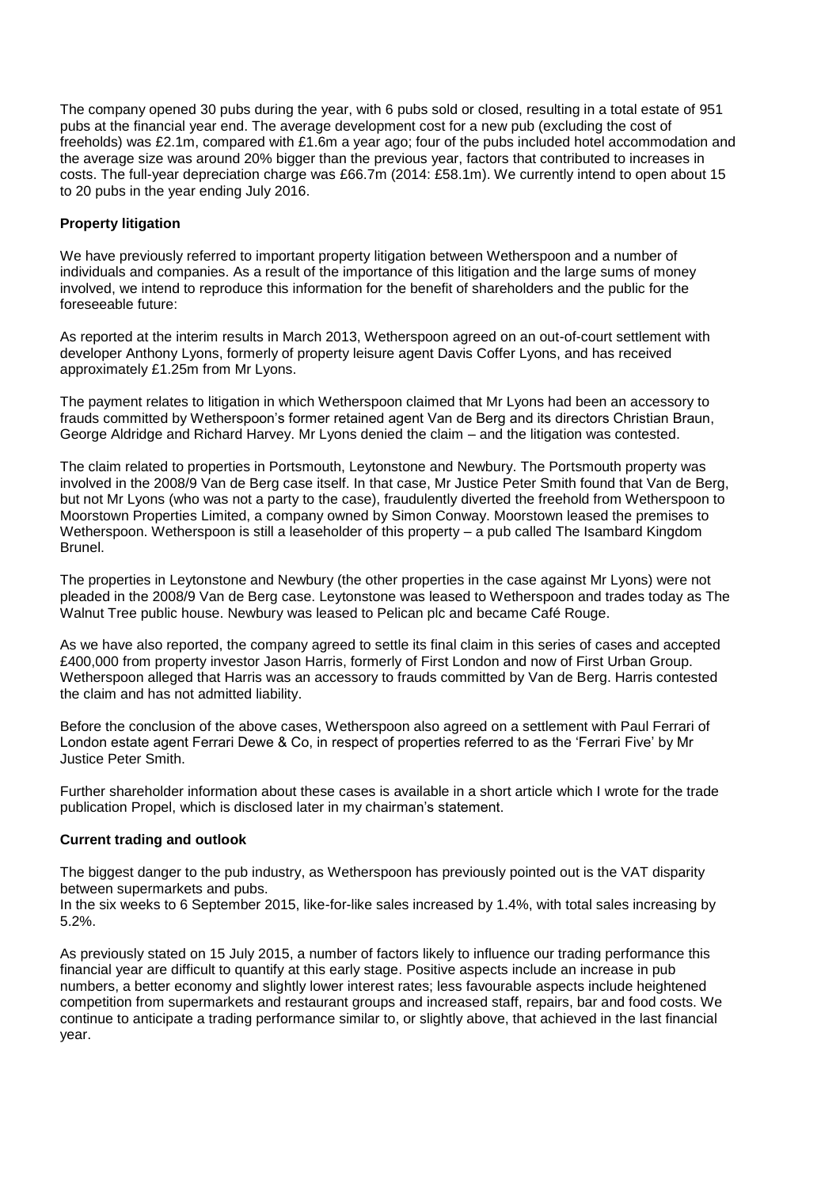The company opened 30 pubs during the year, with 6 pubs sold or closed, resulting in a total estate of 951 pubs at the financial year end. The average development cost for a new pub (excluding the cost of freeholds) was £2.1m, compared with £1.6m a year ago; four of the pubs included hotel accommodation and the average size was around 20% bigger than the previous year, factors that contributed to increases in costs. The full-year depreciation charge was £66.7m (2014: £58.1m). We currently intend to open about 15 to 20 pubs in the year ending July 2016.

**Property litigation**

We have previously referred to important property litigation between Wetherspoon and a number of individuals and companies. As a result of the importance of this litigation and the large sums of money involved, we intend to reproduce this information for the benefit of shareholders and the public for the foreseeable future:

As reported at the interim results in March 2013, Wetherspoon agreed on an out-of-court settlement with developer Anthony Lyons, formerly of property leisure agent Davis Coffer Lyons, and has received approximately £1.25m from Mr Lyons.

The payment relates to litigation in which Wetherspoon claimed that Mr Lyons had been an accessory to frauds committed by Wetherspoon's former retained agent Van de Berg and its directors Christian Braun, George Aldridge and Richard Harvey. Mr Lyons denied the claim – and the litigation was contested.

The claim related to properties in Portsmouth, Leytonstone and Newbury. The Portsmouth property was involved in the 2008/9 Van de Berg case itself. In that case, Mr Justice Peter Smith found that Van de Berg, but not Mr Lyons (who was not a party to the case), fraudulently diverted the freehold from Wetherspoon to Moorstown Properties Limited, a company owned by Simon Conway. Moorstown leased the premises to Wetherspoon. Wetherspoon is still a leaseholder of this property – a pub called The Isambard Kingdom Brunel.

The properties in Leytonstone and Newbury (the other properties in the case against Mr Lyons) were not pleaded in the 2008/9 Van de Berg case. Leytonstone was leased to Wetherspoon and trades today as The Walnut Tree public house. Newbury was leased to Pelican plc and became Café Rouge.

As we have also reported, the company agreed to settle its final claim in this series of cases and accepted £400,000 from property investor Jason Harris, formerly of First London and now of First Urban Group. Wetherspoon alleged that Harris was an accessory to frauds committed by Van de Berg. Harris contested the claim and has not admitted liability.

Before the conclusion of the above cases, Wetherspoon also agreed on a settlement with Paul Ferrari of London estate agent Ferrari Dewe & Co, in respect of properties referred to as the 'Ferrari Five' by Mr Justice Peter Smith.

Further shareholder information about these cases is available in a short article which I wrote for the trade publication Propel, which is disclosed later in my chairman's statement.

**Current trading and outlook**

The biggest danger to the pub industry, as Wetherspoon has previously pointed out is the VAT disparity between supermarkets and pubs.
In the six weeks to 6 September 2015, like-for-like sales increased by 1.4%, with total sales increasing by 5.2%.

As previously stated on 15 July 2015, a number of factors likely to influence our trading performance this financial year are difficult to quantify at this early stage. Positive aspects include an increase in pub numbers, a better economy and slightly lower interest rates; less favourable aspects include heightened competition from supermarkets and restaurant groups and increased staff, repairs, bar and food costs. We continue to anticipate a trading performance similar to, or slightly above, that achieved in the last financial year.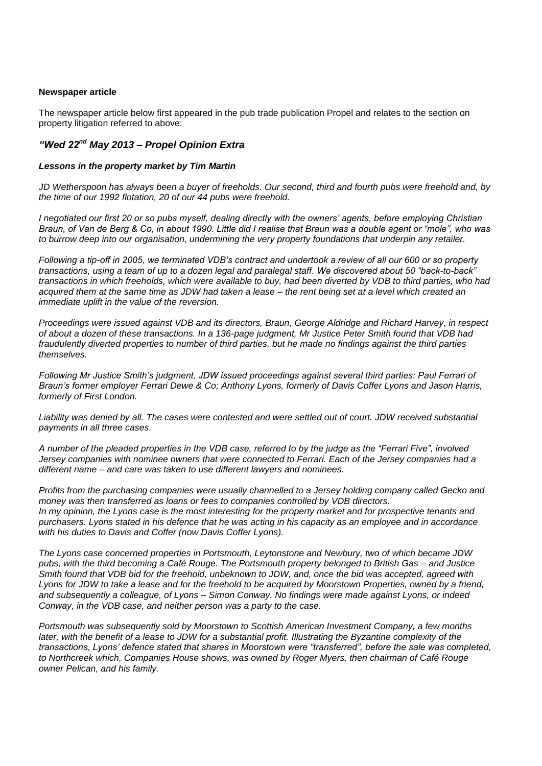**Newspaper article**

The newspaper article below first appeared in the pub trade publication Propel and relates to the section on property litigation referred to above:

### *"Wed 22nd May 2013 – Propel Opinion Extra*

***Lessons in the property market by Tim Martin***

*JD Wetherspoon has always been a buyer of freeholds. Our second, third and fourth pubs were freehold and, by the time of our 1992 flotation, 20 of our 44 pubs were freehold.*

*I negotiated our first 20 or so pubs myself, dealing directly with the owners' agents, before employing Christian Braun, of Van de Berg & Co, in about 1990. Little did I realise that Braun was a double agent or "mole", who was to burrow deep into our organisation, undermining the very property foundations that underpin any retailer.*

*Following a tip-off in 2005, we terminated VDB's contract and undertook a review of all our 600 or so property transactions, using a team of up to a dozen legal and paralegal staff. We discovered about 50 "back-to-back" transactions in which freeholds, which were available to buy, had been diverted by VDB to third parties, who had acquired them at the same time as JDW had taken a lease – the rent being set at a level which created an immediate uplift in the value of the reversion.*

*Proceedings were issued against VDB and its directors, Braun, George Aldridge and Richard Harvey, in respect of about a dozen of these transactions. In a 136-page judgment, Mr Justice Peter Smith found that VDB had fraudulently diverted properties to number of third parties, but he made no findings against the third parties themselves.*

*Following Mr Justice Smith's judgment, JDW issued proceedings against several third parties: Paul Ferrari of Braun's former employer Ferrari Dewe & Co; Anthony Lyons, formerly of Davis Coffer Lyons and Jason Harris, formerly of First London.*

*Liability was denied by all. The cases were contested and were settled out of court. JDW received substantial payments in all three cases.*

*A number of the pleaded properties in the VDB case, referred to by the judge as the "Ferrari Five", involved Jersey companies with nominee owners that were connected to Ferrari. Each of the Jersey companies had a different name – and care was taken to use different lawyers and nominees.*

*Profits from the purchasing companies were usually channelled to a Jersey holding company called Gecko and money was then transferred as loans or fees to companies controlled by VDB directors.*
*In my opinion, the Lyons case is the most interesting for the property market and for prospective tenants and purchasers. Lyons stated in his defence that he was acting in his capacity as an employee and in accordance with his duties to Davis and Coffer (now Davis Coffer Lyons).*

*The Lyons case concerned properties in Portsmouth, Leytonstone and Newbury, two of which became JDW pubs, with the third becoming a Café Rouge. The Portsmouth property belonged to British Gas – and Justice Smith found that VDB bid for the freehold, unbeknown to JDW, and, once the bid was accepted, agreed with Lyons for JDW to take a lease and for the freehold to be acquired by Moorstown Properties, owned by a friend, and subsequently a colleague, of Lyons – Simon Conway. No findings were made against Lyons, or indeed Conway, in the VDB case, and neither person was a party to the case.*

*Portsmouth was subsequently sold by Moorstown to Scottish American Investment Company, a few months later, with the benefit of a lease to JDW for a substantial profit. Illustrating the Byzantine complexity of the transactions, Lyons' defence stated that shares in Moorstown were "transferred", before the sale was completed, to Northcreek which, Companies House shows, was owned by Roger Myers, then chairman of Café Rouge owner Pelican, and his family.*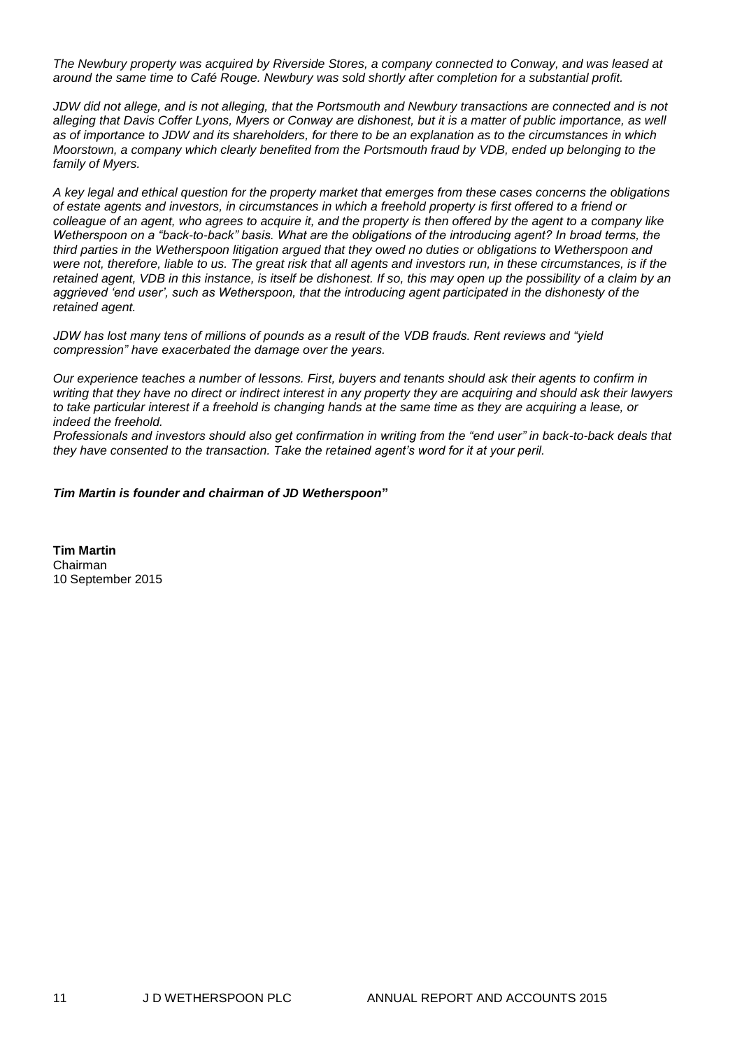*The Newbury property was acquired by Riverside Stores, a company connected to Conway, and was leased at around the same time to Café Rouge. Newbury was sold shortly after completion for a substantial profit.*

*JDW did not allege, and is not alleging, that the Portsmouth and Newbury transactions are connected and is not alleging that Davis Coffer Lyons, Myers or Conway are dishonest, but it is a matter of public importance, as well as of importance to JDW and its shareholders, for there to be an explanation as to the circumstances in which Moorstown, a company which clearly benefited from the Portsmouth fraud by VDB, ended up belonging to the family of Myers.*

*A key legal and ethical question for the property market that emerges from these cases concerns the obligations of estate agents and investors, in circumstances in which a freehold property is first offered to a friend or colleague of an agent, who agrees to acquire it, and the property is then offered by the agent to a company like Wetherspoon on a "back-to-back" basis. What are the obligations of the introducing agent? In broad terms, the third parties in the Wetherspoon litigation argued that they owed no duties or obligations to Wetherspoon and were not, therefore, liable to us. The great risk that all agents and investors run, in these circumstances, is if the retained agent, VDB in this instance, is itself be dishonest. If so, this may open up the possibility of a claim by an aggrieved 'end user', such as Wetherspoon, that the introducing agent participated in the dishonesty of the retained agent.*

*JDW has lost many tens of millions of pounds as a result of the VDB frauds. Rent reviews and "yield compression" have exacerbated the damage over the years.*

*Our experience teaches a number of lessons. First, buyers and tenants should ask their agents to confirm in writing that they have no direct or indirect interest in any property they are acquiring and should ask their lawyers to take particular interest if a freehold is changing hands at the same time as they are acquiring a lease, or indeed the freehold.*
*Professionals and investors should also get confirmation in writing from the "end user" in back-to-back deals that they have consented to the transaction. Take the retained agent's word for it at your peril.*

***Tim Martin is founder and chairman of JD Wetherspoon*"**

**Tim Martin**
Chairman
10 September 2015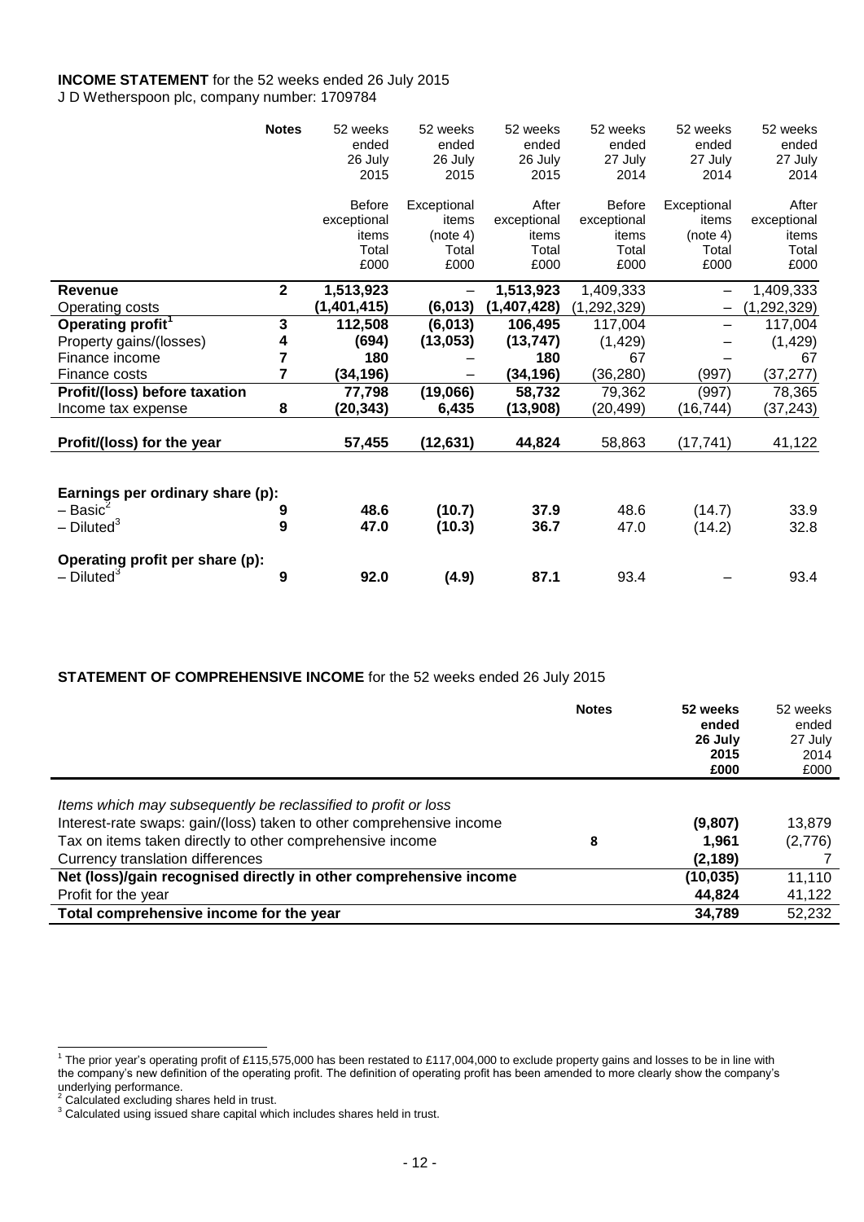**INCOME STATEMENT** for the 52 weeks ended 26 July 2015

J D Wetherspoon plc, company number: 1709784

| | Notes | 52 weeks ended 26 July 2015 | 52 weeks ended 26 July 2015 | 52 weeks ended 26 July 2015 | 52 weeks ended 27 July 2014 | 52 weeks ended 27 July 2014 | 52 weeks ended 27 July 2014 |
|---|---|---|---|---|---|---|---|
| | | Before exceptional items Total £000 | Exceptional items (note 4) Total £000 | After exceptional items Total £000 | Before exceptional items Total £000 | Exceptional items (note 4) Total £000 | After exceptional items Total £000 |
| **Revenue** | **2** | **1,513,923** | – | **1,513,923** | 1,409,333 | – | 1,409,333 |
| Operating costs | | **(1,401,415)** | **(6,013)** | **(1,407,428)** | (1,292,329) | – | (1,292,329) |
| **Operating profit[1]** | **3** | **112,508** | **(6,013)** | **106,495** | 117,004 | – | 117,004 |
| Property gains/(losses) | **4** | **(694)** | **(13,053)** | **(13,747)** | (1,429) | – | (1,429) |
| Finance income | **7** | **180** | – | **180** | 67 | – | 67 |
| Finance costs | **7** | **(34,196)** | – | **(34,196)** | (36,280) | (997) | (37,277) |
| **Profit/(loss) before taxation** | | **77,798** | **(19,066)** | **58,732** | 79,362 | (997) | 78,365 |
| Income tax expense | **8** | **(20,343)** | **6,435** | **(13,908)** | (20,499) | (16,744) | (37,243) |
| **Profit/(loss) for the year** | | **57,455** | **(12,631)** | **44,824** | 58,863 | (17,741) | 41,122 |
| | | | | | | | |
| **Earnings per ordinary share (p):** | | | | | | | |
| – Basic[2] | **9** | **48.6** | **(10.7)** | **37.9** | 48.6 | (14.7) | 33.9 |
| – Diluted[3] | **9** | **47.0** | **(10.3)** | **36.7** | 47.0 | (14.2) | 32.8 |
| | | | | | | | |
| **Operating profit per share (p):** | | | | | | | |
| – Diluted[3] | **9** | **92.0** | **(4.9)** | **87.1** | 93.4 | – | 93.4 |

**STATEMENT OF COMPREHENSIVE INCOME** for the 52 weeks ended 26 July 2015

| | Notes | **52 weeks ended 26 July 2015 £000** | 52 weeks ended 27 July 2014 £000 |
|---|---|---|---|
| *Items which may subsequently be reclassified to profit or loss* | | | |
| Interest-rate swaps: gain/(loss) taken to other comprehensive income | | **(9,807)** | 13,879 |
| Tax on items taken directly to other comprehensive income | **8** | **1,961** | (2,776) |
| Currency translation differences | | **(2,189)** | 7 |
| **Net (loss)/gain recognised directly in other comprehensive income** | | **(10,035)** | 11,110 |
| Profit for the year | | **44,824** | 41,122 |
| **Total comprehensive income for the year** | | **34,789** | 52,232 |

[1] The prior year's operating profit of £115,575,000 has been restated to £117,004,000 to exclude property gains and losses to be in line with the company's new definition of the operating profit. The definition of operating profit has been amended to more clearly show the company's underlying performance.

[2] Calculated excluding shares held in trust.

[3] Calculated using issued share capital which includes shares held in trust.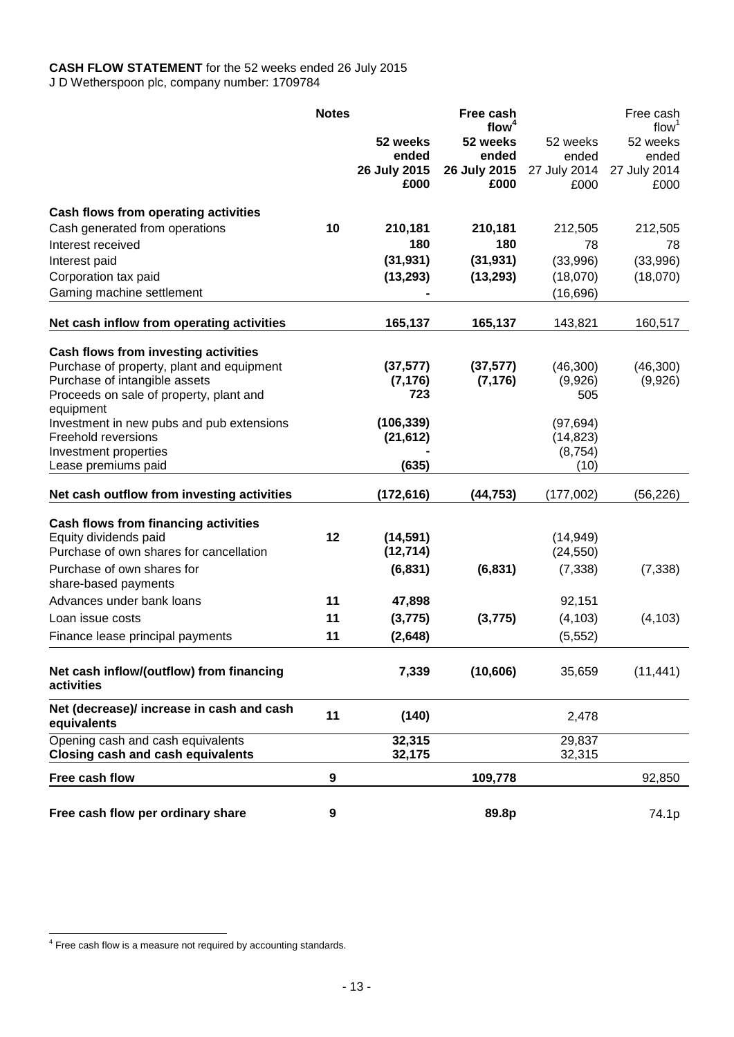**CASH FLOW STATEMENT** for the 52 weeks ended 26 July 2015
J D Wetherspoon plc, company number: 1709784

| | Notes | | Free cash flow[4] | | Free cash flow[1] |
|---|---|---|---|---|---|
| | | **52 weeks ended 26 July 2015 £000** | **52 weeks ended 26 July 2015 £000** | 52 weeks ended 27 July 2014 £000 | 52 weeks ended 27 July 2014 £000 |
| **Cash flows from operating activities** | | | | | |
| Cash generated from operations | **10** | **210,181** | **210,181** | 212,505 | 212,505 |
| Interest received | | **180** | **180** | 78 | 78 |
| Interest paid | | **(31,931)** | **(31,931)** | (33,996) | (33,996) |
| Corporation tax paid | | **(13,293)** | **(13,293)** | (18,070) | (18,070) |
| Gaming machine settlement | | **-** | | (16,696) | |
| **Net cash inflow from operating activities** | | **165,137** | **165,137** | 143,821 | 160,517 |
| **Cash flows from investing activities** | | | | | |
| Purchase of property, plant and equipment | | **(37,577)** | **(37,577)** | (46,300) | (46,300) |
| Purchase of intangible assets | | **(7,176)** | **(7,176)** | (9,926) | (9,926) |
| Proceeds on sale of property, plant and equipment | | **723** | | 505 | |
| Investment in new pubs and pub extensions | | **(106,339)** | | (97,694) | |
| Freehold reversions | | **(21,612)** | | (14,823) | |
| Investment properties | | **-** | | (8,754) | |
| Lease premiums paid | | **(635)** | | (10) | |
| **Net cash outflow from investing activities** | | **(172,616)** | **(44,753)** | (177,002) | (56,226) |
| **Cash flows from financing activities** | | | | | |
| Equity dividends paid | **12** | **(14,591)** | | (14,949) | |
| Purchase of own shares for cancellation | | **(12,714)** | | (24,550) | |
| Purchase of own shares for share-based payments | | **(6,831)** | **(6,831)** | (7,338) | (7,338) |
| Advances under bank loans | **11** | **47,898** | | 92,151 | |
| Loan issue costs | **11** | **(3,775)** | **(3,775)** | (4,103) | (4,103) |
| Finance lease principal payments | **11** | **(2,648)** | | (5,552) | |
| **Net cash inflow/(outflow) from financing activities** | | **7,339** | **(10,606)** | 35,659 | (11,441) |
| **Net (decrease)/ increase in cash and cash equivalents** | **11** | **(140)** | | 2,478 | |
| Opening cash and cash equivalents | | **32,315** | | 29,837 | |
| **Closing cash and cash equivalents** | | **32,175** | | 32,315 | |
| **Free cash flow** | **9** | | **109,778** | | 92,850 |
| **Free cash flow per ordinary share** | **9** | | **89.8p** | | 74.1p |

[4] Free cash flow is a measure not required by accounting standards.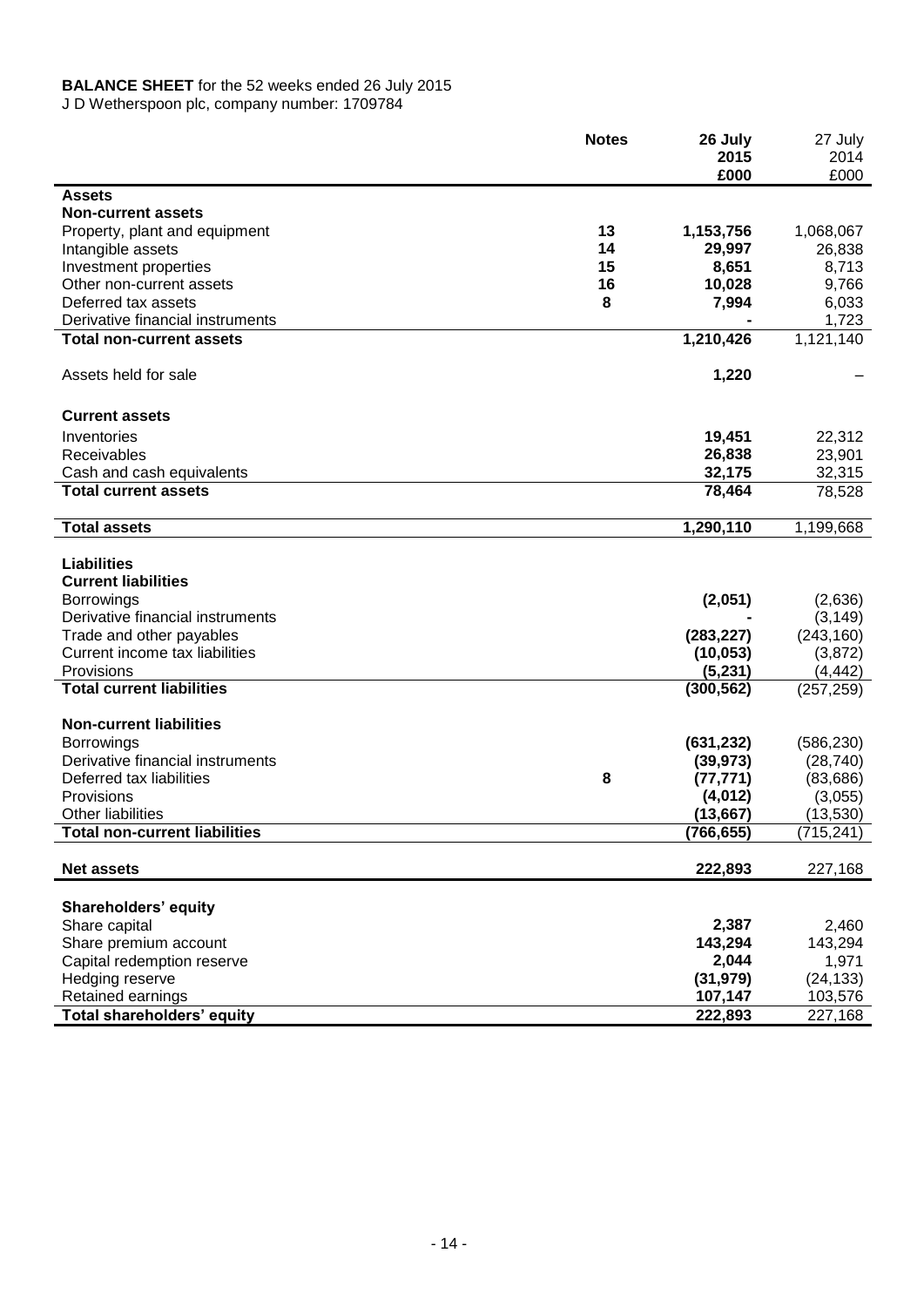**BALANCE SHEET** for the 52 weeks ended 26 July 2015

J D Wetherspoon plc, company number: 1709784

| | Notes | 26 July 2015 £000 | 27 July 2014 £000 |
|---|---|---|---|
| **Assets** | | | |
| **Non-current assets** | | | |
| Property, plant and equipment | 13 | **1,153,756** | 1,068,067 |
| Intangible assets | 14 | **29,997** | 26,838 |
| Investment properties | 15 | **8,651** | 8,713 |
| Other non-current assets | 16 | **10,028** | 9,766 |
| Deferred tax assets | 8 | **7,994** | 6,033 |
| Derivative financial instruments | | **-** | 1,723 |
| **Total non-current assets** | | **1,210,426** | 1,121,140 |
| Assets held for sale | | **1,220** | – |
| **Current assets** | | | |
| Inventories | | **19,451** | 22,312 |
| Receivables | | **26,838** | 23,901 |
| Cash and cash equivalents | | **32,175** | 32,315 |
| **Total current assets** | | **78,464** | 78,528 |
| **Total assets** | | **1,290,110** | 1,199,668 |
| **Liabilities** | | | |
| **Current liabilities** | | | |
| Borrowings | | **(2,051)** | (2,636) |
| Derivative financial instruments | | **-** | (3,149) |
| Trade and other payables | | **(283,227)** | (243,160) |
| Current income tax liabilities | | **(10,053)** | (3,872) |
| Provisions | | **(5,231)** | (4,442) |
| **Total current liabilities** | | **(300,562)** | (257,259) |
| **Non-current liabilities** | | | |
| Borrowings | | **(631,232)** | (586,230) |
| Derivative financial instruments | | **(39,973)** | (28,740) |
| Deferred tax liabilities | 8 | **(77,771)** | (83,686) |
| Provisions | | **(4,012)** | (3,055) |
| Other liabilities | | **(13,667)** | (13,530) |
| **Total non-current liabilities** | | **(766,655)** | (715,241) |
| **Net assets** | | **222,893** | 227,168 |
| **Shareholders' equity** | | | |
| Share capital | | **2,387** | 2,460 |
| Share premium account | | **143,294** | 143,294 |
| Capital redemption reserve | | **2,044** | 1,971 |
| Hedging reserve | | **(31,979)** | (24,133) |
| Retained earnings | | **107,147** | 103,576 |
| **Total shareholders' equity** | | **222,893** | 227,168 |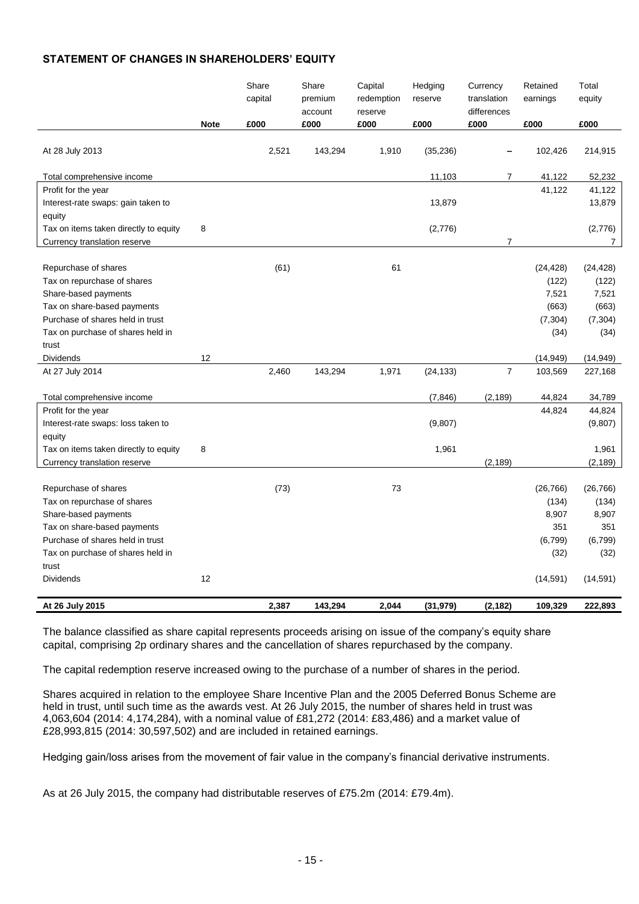## STATEMENT OF CHANGES IN SHAREHOLDERS' EQUITY

| | Note | Share capital | Share premium account | Capital redemption reserve | Hedging reserve | Currency translation differences | Retained earnings | Total equity |
|---|---|---|---|---|---|---|---|---|
| | | £000 | £000 | £000 | £000 | £000 | £000 | £000 |
| At 28 July 2013 | | 2,521 | 143,294 | 1,910 | (35,236) | – | 102,426 | 214,915 |
| Total comprehensive income | | | | | 11,103 | 7 | 41,122 | 52,232 |
| Profit for the year | | | | | | | 41,122 | 41,122 |
| Interest-rate swaps: gain taken to equity | | | | | 13,879 | | | 13,879 |
| Tax on items taken directly to equity | 8 | | | | (2,776) | | | (2,776) |
| Currency translation reserve | | | | | | 7 | | 7 |
| Repurchase of shares | | (61) | | 61 | | | (24,428) | (24,428) |
| Tax on repurchase of shares | | | | | | | (122) | (122) |
| Share-based payments | | | | | | | 7,521 | 7,521 |
| Tax on share-based payments | | | | | | | (663) | (663) |
| Purchase of shares held in trust | | | | | | | (7,304) | (7,304) |
| Tax on purchase of shares held in trust | | | | | | | (34) | (34) |
| Dividends | 12 | | | | | | (14,949) | (14,949) |
| At 27 July 2014 | | 2,460 | 143,294 | 1,971 | (24,133) | 7 | 103,569 | 227,168 |
| Total comprehensive income | | | | | (7,846) | (2,189) | 44,824 | 34,789 |
| Profit for the year | | | | | | | 44,824 | 44,824 |
| Interest-rate swaps: loss taken to equity | | | | | (9,807) | | | (9,807) |
| Tax on items taken directly to equity | 8 | | | | 1,961 | | | 1,961 |
| Currency translation reserve | | | | | | (2,189) | | (2,189) |
| Repurchase of shares | | (73) | | 73 | | | (26,766) | (26,766) |
| Tax on repurchase of shares | | | | | | | (134) | (134) |
| Share-based payments | | | | | | | 8,907 | 8,907 |
| Tax on share-based payments | | | | | | | 351 | 351 |
| Purchase of shares held in trust | | | | | | | (6,799) | (6,799) |
| Tax on purchase of shares held in trust | | | | | | | (32) | (32) |
| Dividends | 12 | | | | | | (14,591) | (14,591) |
| **At 26 July 2015** | | **2,387** | **143,294** | **2,044** | **(31,979)** | **(2,182)** | **109,329** | **222,893** |

The balance classified as share capital represents proceeds arising on issue of the company's equity share capital, comprising 2p ordinary shares and the cancellation of shares repurchased by the company.

The capital redemption reserve increased owing to the purchase of a number of shares in the period.

Shares acquired in relation to the employee Share Incentive Plan and the 2005 Deferred Bonus Scheme are held in trust, until such time as the awards vest. At 26 July 2015, the number of shares held in trust was 4,063,604 (2014: 4,174,284), with a nominal value of £81,272 (2014: £83,486) and a market value of £28,993,815 (2014: 30,597,502) and are included in retained earnings.

Hedging gain/loss arises from the movement of fair value in the company's financial derivative instruments.

As at 26 July 2015, the company had distributable reserves of £75.2m (2014: £79.4m).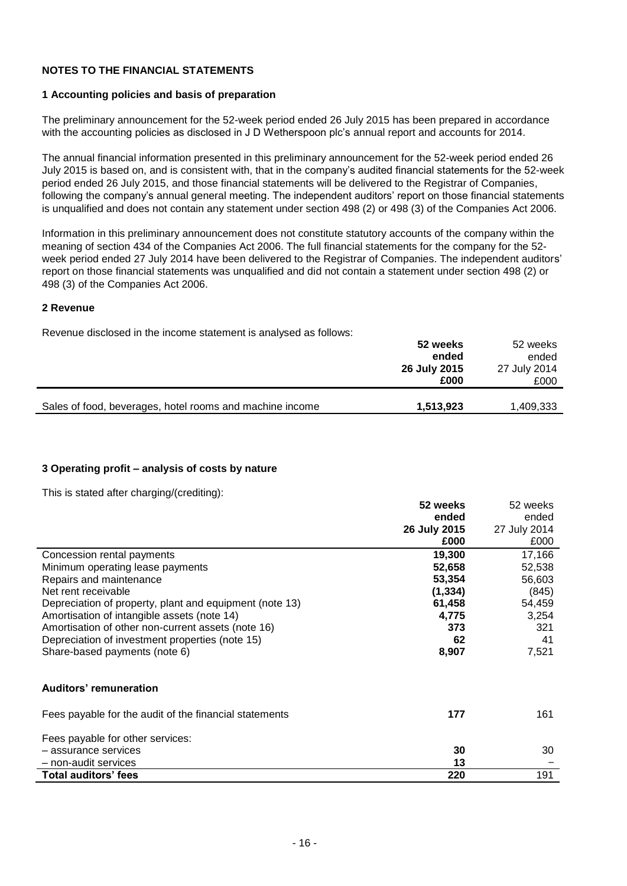## NOTES TO THE FINANCIAL STATEMENTS

### 1 Accounting policies and basis of preparation

The preliminary announcement for the 52-week period ended 26 July 2015 has been prepared in accordance with the accounting policies as disclosed in J D Wetherspoon plc's annual report and accounts for 2014.

The annual financial information presented in this preliminary announcement for the 52-week period ended 26 July 2015 is based on, and is consistent with, that in the company's audited financial statements for the 52-week period ended 26 July 2015, and those financial statements will be delivered to the Registrar of Companies, following the company's annual general meeting. The independent auditors' report on those financial statements is unqualified and does not contain any statement under section 498 (2) or 498 (3) of the Companies Act 2006.

Information in this preliminary announcement does not constitute statutory accounts of the company within the meaning of section 434 of the Companies Act 2006. The full financial statements for the company for the 52-week period ended 27 July 2014 have been delivered to the Registrar of Companies. The independent auditors' report on those financial statements was unqualified and did not contain a statement under section 498 (2) or 498 (3) of the Companies Act 2006.

### 2 Revenue

Revenue disclosed in the income statement is analysed as follows:

| | **52 weeks ended 26 July 2015 £000** | 52 weeks ended 27 July 2014 £000 |
|---|---|---|
| Sales of food, beverages, hotel rooms and machine income | **1,513,923** | 1,409,333 |

### 3 Operating profit – analysis of costs by nature

This is stated after charging/(crediting):

| | **52 weeks ended 26 July 2015 £000** | 52 weeks ended 27 July 2014 £000 |
|---|---|---|
| Concession rental payments | **19,300** | 17,166 |
| Minimum operating lease payments | **52,658** | 52,538 |
| Repairs and maintenance | **53,354** | 56,603 |
| Net rent receivable | **(1,334)** | (845) |
| Depreciation of property, plant and equipment (note 13) | **61,458** | 54,459 |
| Amortisation of intangible assets (note 14) | **4,775** | 3,254 |
| Amortisation of other non-current assets (note 16) | **373** | 321 |
| Depreciation of investment properties (note 15) | **62** | 41 |
| Share-based payments (note 6) | **8,907** | 7,521 |
| | | |
| **Auditors' remuneration** | | |
| Fees payable for the audit of the financial statements | **177** | 161 |
| Fees payable for other services: | | |
| – assurance services | **30** | 30 |
| – non-audit services | **13** | – |
| **Total auditors' fees** | **220** | 191 |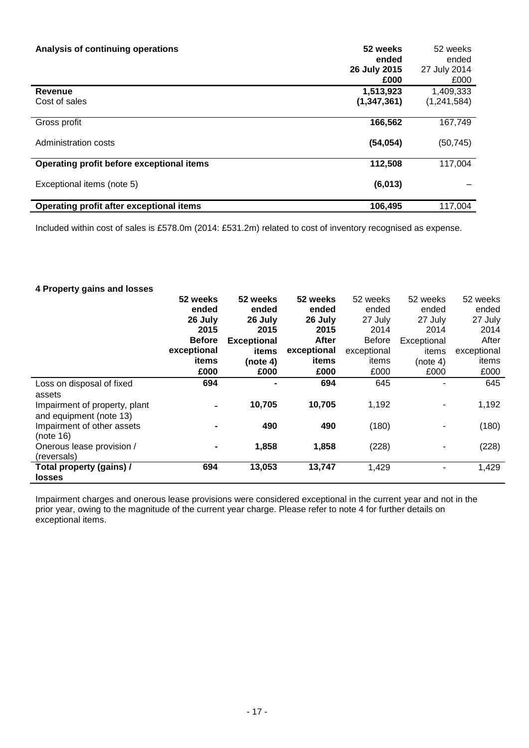| Analysis of continuing operations | 52 weeks ended 26 July 2015 £000 | 52 weeks ended 27 July 2014 £000 |
|---|---|---|
| **Revenue** | **1,513,923** | 1,409,333 |
| Cost of sales | **(1,347,361)** | (1,241,584) |
| Gross profit | **166,562** | 167,749 |
| Administration costs | **(54,054)** | (50,745) |
| **Operating profit before exceptional items** | **112,508** | 117,004 |
| Exceptional items (note 5) | **(6,013)** | – |
| **Operating profit after exceptional items** | **106,495** | 117,004 |

Included within cost of sales is £578.0m (2014: £531.2m) related to cost of inventory recognised as expense.

#### 4 Property gains and losses

| | 52 weeks ended 26 July 2015 Before exceptional items £000 | 52 weeks ended 26 July 2015 Exceptional items (note 4) £000 | 52 weeks ended 26 July 2015 After exceptional items £000 | 52 weeks ended 27 July 2014 Before exceptional items £000 | 52 weeks ended 27 July 2014 Exceptional items (note 4) £000 | 52 weeks ended 27 July 2014 After exceptional items £000 |
|---|---|---|---|---|---|---|
| Loss on disposal of fixed assets | **694** | **-** | **694** | 645 | - | 645 |
| Impairment of property, plant and equipment (note 13) | **-** | **10,705** | **10,705** | 1,192 | - | 1,192 |
| Impairment of other assets (note 16) | **-** | **490** | **490** | (180) | - | (180) |
| Onerous lease provision / (reversals) | **-** | **1,858** | **1,858** | (228) | - | (228) |
| **Total property (gains) / losses** | **694** | **13,053** | **13,747** | 1,429 | - | 1,429 |

Impairment charges and onerous lease provisions were considered exceptional in the current year and not in the prior year, owing to the magnitude of the current year charge. Please refer to note 4 for further details on exceptional items.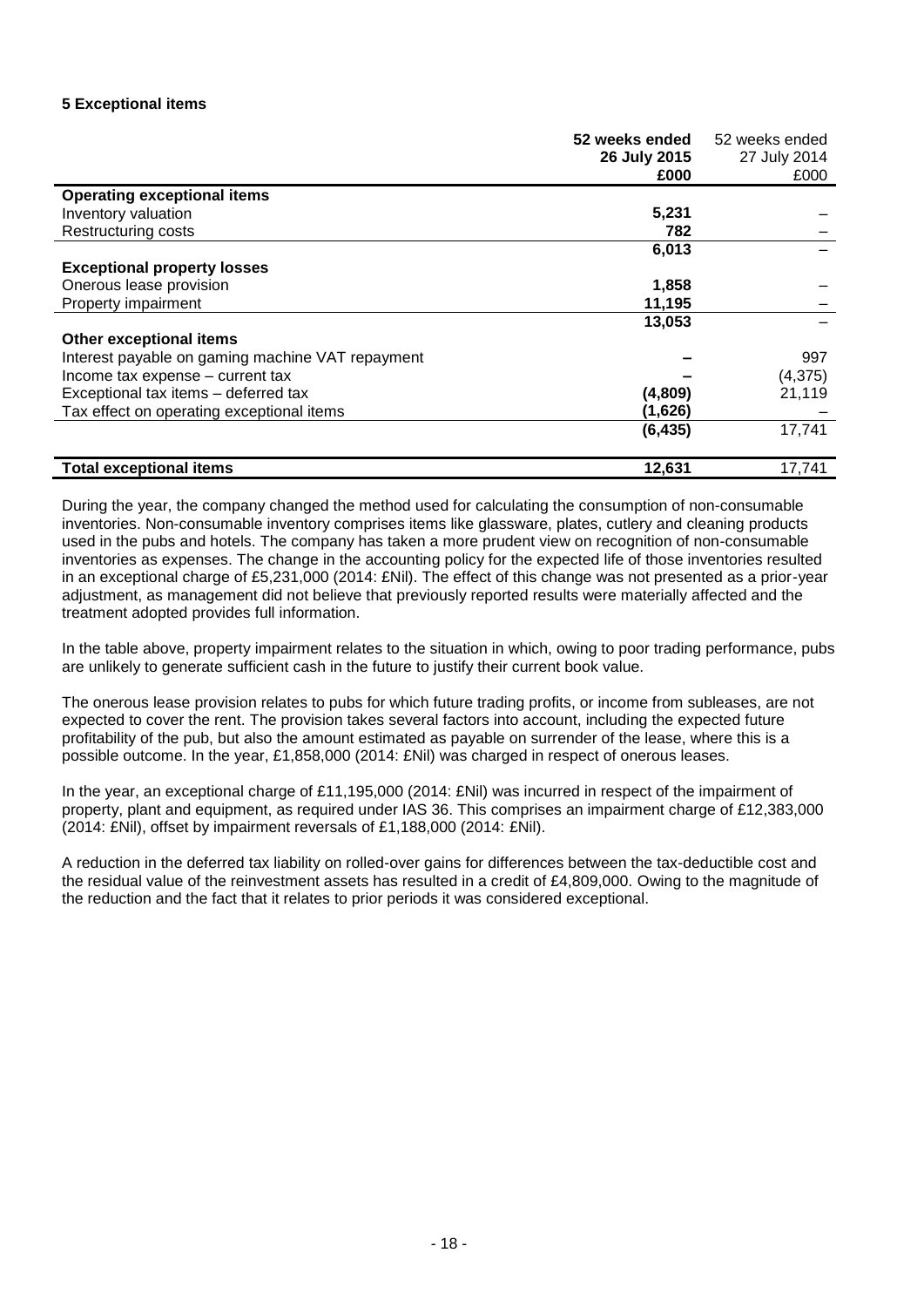### 5 Exceptional items

| | 52 weeks ended 26 July 2015 £000 | 52 weeks ended 27 July 2014 £000 |
|---|---|---|
| **Operating exceptional items** | | |
| Inventory valuation | **5,231** | – |
| Restructuring costs | **782** | – |
| | **6,013** | – |
| **Exceptional property losses** | | |
| Onerous lease provision | **1,858** | – |
| Property impairment | **11,195** | – |
| | **13,053** | – |
| **Other exceptional items** | | |
| Interest payable on gaming machine VAT repayment | **–** | 997 |
| Income tax expense – current tax | **–** | (4,375) |
| Exceptional tax items – deferred tax | **(4,809)** | 21,119 |
| Tax effect on operating exceptional items | **(1,626)** | – |
| | **(6,435)** | 17,741 |
| **Total exceptional items** | **12,631** | 17,741 |

During the year, the company changed the method used for calculating the consumption of non-consumable inventories. Non-consumable inventory comprises items like glassware, plates, cutlery and cleaning products used in the pubs and hotels. The company has taken a more prudent view on recognition of non-consumable inventories as expenses. The change in the accounting policy for the expected life of those inventories resulted in an exceptional charge of £5,231,000 (2014: £Nil). The effect of this change was not presented as a prior-year adjustment, as management did not believe that previously reported results were materially affected and the treatment adopted provides full information.

In the table above, property impairment relates to the situation in which, owing to poor trading performance, pubs are unlikely to generate sufficient cash in the future to justify their current book value.

The onerous lease provision relates to pubs for which future trading profits, or income from subleases, are not expected to cover the rent. The provision takes several factors into account, including the expected future profitability of the pub, but also the amount estimated as payable on surrender of the lease, where this is a possible outcome. In the year, £1,858,000 (2014: £Nil) was charged in respect of onerous leases.

In the year, an exceptional charge of £11,195,000 (2014: £Nil) was incurred in respect of the impairment of property, plant and equipment, as required under IAS 36. This comprises an impairment charge of £12,383,000 (2014: £Nil), offset by impairment reversals of £1,188,000 (2014: £Nil).

A reduction in the deferred tax liability on rolled-over gains for differences between the tax-deductible cost and the residual value of the reinvestment assets has resulted in a credit of £4,809,000. Owing to the magnitude of the reduction and the fact that it relates to prior periods it was considered exceptional.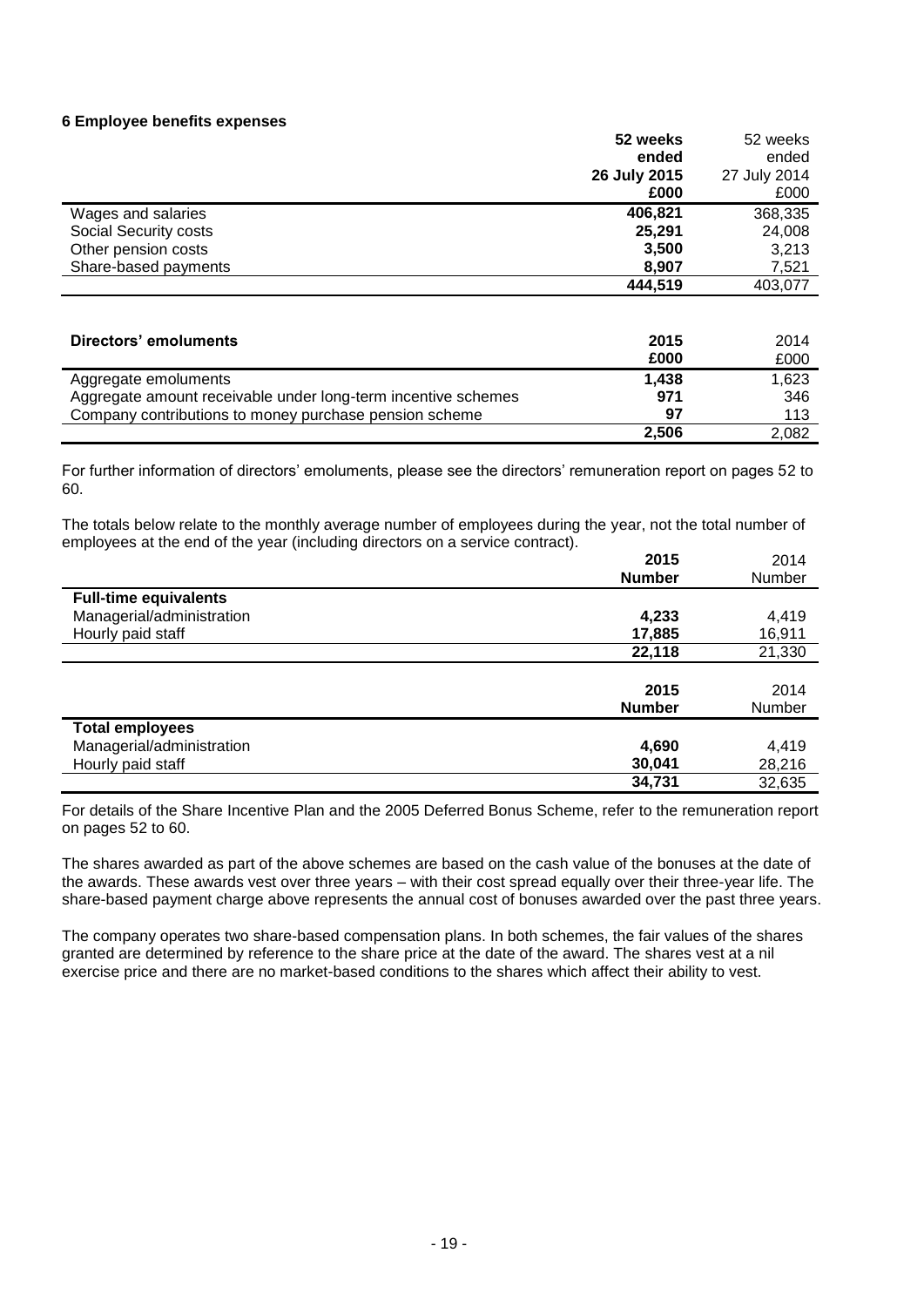### 6 Employee benefits expenses

| | 52 weeks ended 26 July 2015 £000 | 52 weeks ended 27 July 2014 £000 |
|---|---|---|
| Wages and salaries | **406,821** | 368,335 |
| Social Security costs | **25,291** | 24,008 |
| Other pension costs | **3,500** | 3,213 |
| Share-based payments | **8,907** | 7,521 |
| | **444,519** | 403,077 |

| **Directors' emoluments** | 2015 £000 | 2014 £000 |
|---|---|---|
| Aggregate emoluments | **1,438** | 1,623 |
| Aggregate amount receivable under long-term incentive schemes | **971** | 346 |
| Company contributions to money purchase pension scheme | **97** | 113 |
| | **2,506** | 2,082 |

For further information of directors' emoluments, please see the directors' remuneration report on pages 52 to 60.

The totals below relate to the monthly average number of employees during the year, not the total number of employees at the end of the year (including directors on a service contract).

| | 2015 Number | 2014 Number |
|---|---|---|
| **Full-time equivalents** | | |
| Managerial/administration | **4,233** | 4,419 |
| Hourly paid staff | **17,885** | 16,911 |
| | **22,118** | 21,330 |

| | 2015 Number | 2014 Number |
|---|---|---|
| **Total employees** | | |
| Managerial/administration | **4,690** | 4,419 |
| Hourly paid staff | **30,041** | 28,216 |
| | **34,731** | 32,635 |

For details of the Share Incentive Plan and the 2005 Deferred Bonus Scheme, refer to the remuneration report on pages 52 to 60.

The shares awarded as part of the above schemes are based on the cash value of the bonuses at the date of the awards. These awards vest over three years – with their cost spread equally over their three-year life. The share-based payment charge above represents the annual cost of bonuses awarded over the past three years.

The company operates two share-based compensation plans. In both schemes, the fair values of the shares granted are determined by reference to the share price at the date of the award. The shares vest at a nil exercise price and there are no market-based conditions to the shares which affect their ability to vest.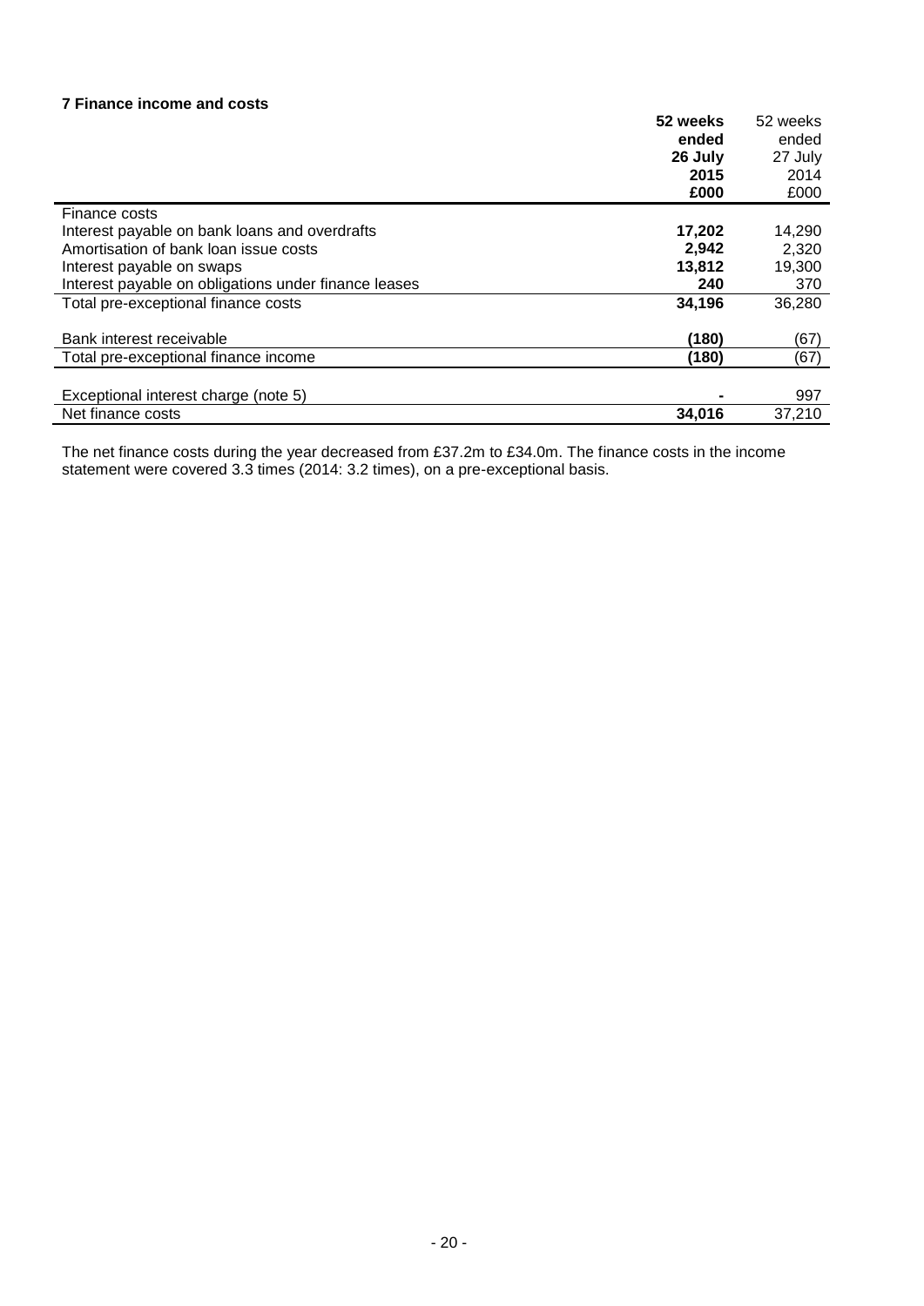### 7 Finance income and costs

| | **52 weeks ended 26 July 2015 £000** | 52 weeks ended 27 July 2014 £000 |
|---|---|---|
| Finance costs | | |
| Interest payable on bank loans and overdrafts | **17,202** | 14,290 |
| Amortisation of bank loan issue costs | **2,942** | 2,320 |
| Interest payable on swaps | **13,812** | 19,300 |
| Interest payable on obligations under finance leases | **240** | 370 |
| Total pre-exceptional finance costs | **34,196** | 36,280 |
| | | |
| Bank interest receivable | **(180)** | (67) |
| Total pre-exceptional finance income | **(180)** | (67) |
| | | |
| Exceptional interest charge (note 5) | **-** | 997 |
| Net finance costs | **34,016** | 37,210 |

The net finance costs during the year decreased from £37.2m to £34.0m. The finance costs in the income statement were covered 3.3 times (2014: 3.2 times), on a pre-exceptional basis.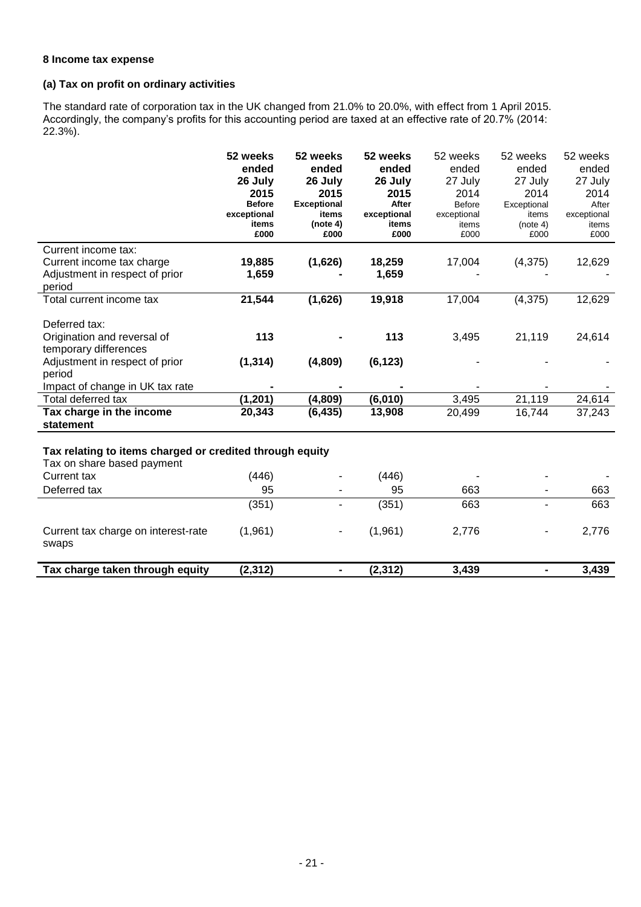**8 Income tax expense**

**(a) Tax on profit on ordinary activities**

The standard rate of corporation tax in the UK changed from 21.0% to 20.0%, with effect from 1 April 2015. Accordingly, the company's profits for this accounting period are taxed at an effective rate of 20.7% (2014: 22.3%).

| | **52 weeks ended 26 July 2015 Before exceptional items £000** | **52 weeks ended 26 July 2015 Exceptional items (note 4) £000** | **52 weeks ended 26 July 2015 After exceptional items £000** | 52 weeks ended 27 July 2014 Before exceptional items £000 | 52 weeks ended 27 July 2014 Exceptional items (note 4) £000 | 52 weeks ended 27 July 2014 After exceptional items £000 |
|---|---|---|---|---|---|---|
| Current income tax: | | | | | | |
| Current income tax charge | **19,885** | **(1,626)** | **18,259** | 17,004 | (4,375) | 12,629 |
| Adjustment in respect of prior period | **1,659** | **-** | **1,659** | - | - | - |
| Total current income tax | **21,544** | **(1,626)** | **19,918** | 17,004 | (4,375) | 12,629 |
| Deferred tax: | | | | | | |
| Origination and reversal of temporary differences | **113** | **-** | **113** | 3,495 | 21,119 | 24,614 |
| Adjustment in respect of prior period | **(1,314)** | **(4,809)** | **(6,123)** | - | - | - |
| Impact of change in UK tax rate | **-** | **-** | **-** | - | - | - |
| Total deferred tax | **(1,201)** | **(4,809)** | **(6,010)** | 3,495 | 21,119 | 24,614 |
| **Tax charge in the income statement** | **20,343** | **(6,435)** | **13,908** | 20,499 | 16,744 | 37,243 |
| **Tax relating to items charged or credited through equity** | | | | | | |
| Tax on share based payment | | | | | | |
| Current tax | (446) | - | (446) | - | - | - |
| Deferred tax | 95 | - | 95 | 663 | - | 663 |
| | (351) | - | (351) | 663 | - | 663 |
| Current tax charge on interest-rate swaps | (1,961) | - | (1,961) | 2,776 | - | 2,776 |
| **Tax charge taken through equity** | **(2,312)** | **-** | **(2,312)** | **3,439** | **-** | **3,439** |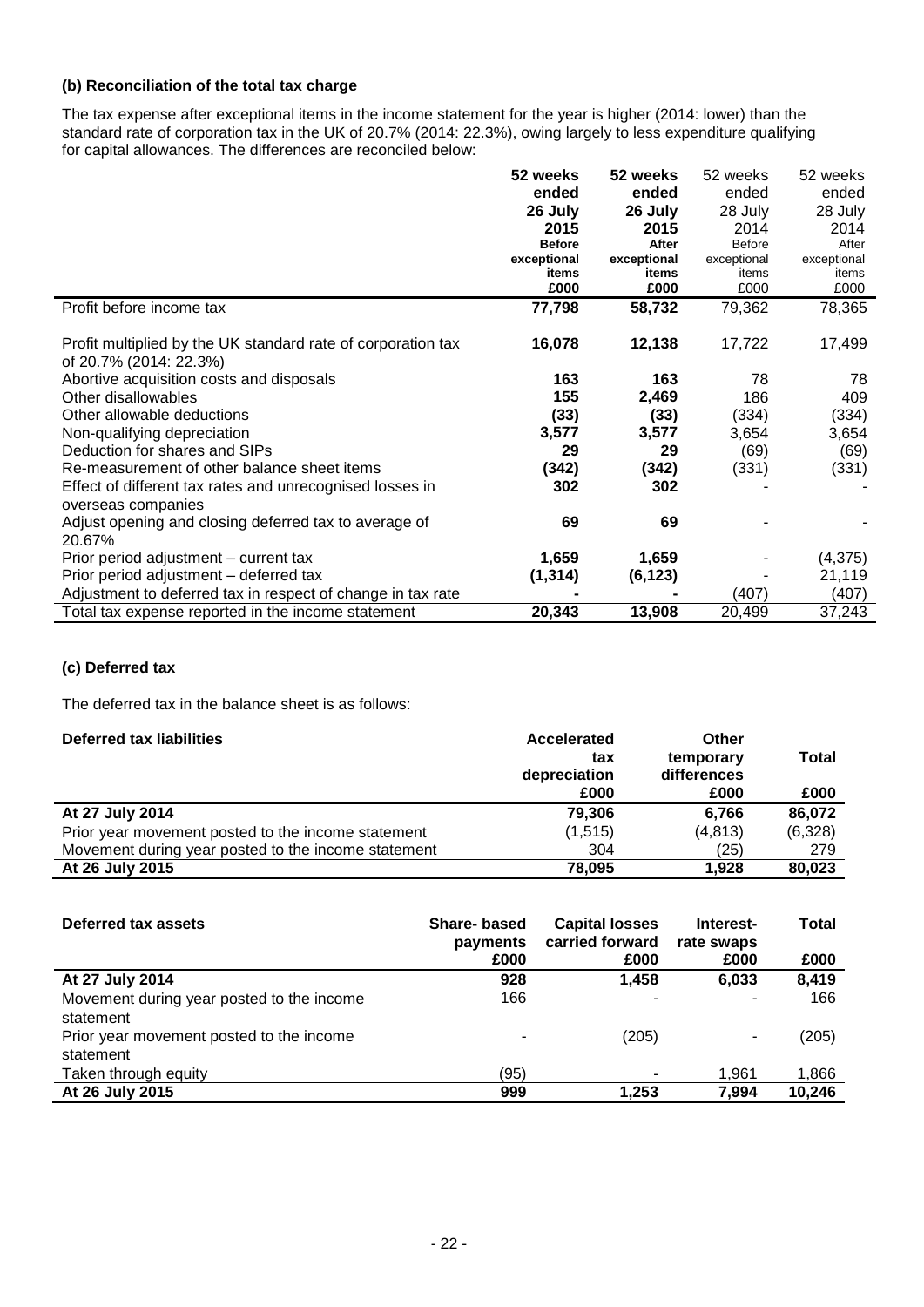### (b) Reconciliation of the total tax charge

The tax expense after exceptional items in the income statement for the year is higher (2014: lower) than the standard rate of corporation tax in the UK of 20.7% (2014: 22.3%), owing largely to less expenditure qualifying for capital allowances. The differences are reconciled below:

| | **52 weeks ended 26 July 2015 Before exceptional items £000** | **52 weeks ended 26 July 2015 After exceptional items £000** | 52 weeks ended 28 July 2014 Before exceptional items £000 | 52 weeks ended 28 July 2014 After exceptional items £000 |
|---|---|---|---|---|
| Profit before income tax | **77,798** | **58,732** | 79,362 | 78,365 |
| Profit multiplied by the UK standard rate of corporation tax of 20.7% (2014: 22.3%) | **16,078** | **12,138** | 17,722 | 17,499 |
| Abortive acquisition costs and disposals | **163** | **163** | 78 | 78 |
| Other disallowables | **155** | **2,469** | 186 | 409 |
| Other allowable deductions | **(33)** | **(33)** | (334) | (334) |
| Non-qualifying depreciation | **3,577** | **3,577** | 3,654 | 3,654 |
| Deduction for shares and SIPs | **29** | **29** | (69) | (69) |
| Re-measurement of other balance sheet items | **(342)** | **(342)** | (331) | (331) |
| Effect of different tax rates and unrecognised losses in overseas companies | **302** | **302** | - | - |
| Adjust opening and closing deferred tax to average of 20.67% | **69** | **69** | - | - |
| Prior period adjustment – current tax | **1,659** | **1,659** | - | (4,375) |
| Prior period adjustment – deferred tax | **(1,314)** | **(6,123)** | - | 21,119 |
| Adjustment to deferred tax in respect of change in tax rate | **-** | **-** | (407) | (407) |
| Total tax expense reported in the income statement | **20,343** | **13,908** | 20,499 | 37,243 |

### (c) Deferred tax

The deferred tax in the balance sheet is as follows:

| **Deferred tax liabilities** | **Accelerated tax depreciation £000** | **Other temporary differences £000** | **Total £000** |
|---|---|---|---|
| **At 27 July 2014** | **79,306** | **6,766** | **86,072** |
| Prior year movement posted to the income statement | (1,515) | (4,813) | (6,328) |
| Movement during year posted to the income statement | 304 | (25) | 279 |
| **At 26 July 2015** | **78,095** | **1,928** | **80,023** |

| **Deferred tax assets** | **Share- based payments £000** | **Capital losses carried forward £000** | **Interest-rate swaps £000** | **Total £000** |
|---|---|---|---|---|
| **At 27 July 2014** | **928** | **1,458** | **6,033** | **8,419** |
| Movement during year posted to the income statement | 166 | - | - | 166 |
| Prior year movement posted to the income statement | - | (205) | - | (205) |
| Taken through equity | (95) | - | 1,961 | 1,866 |
| **At 26 July 2015** | **999** | **1,253** | **7,994** | **10,246** |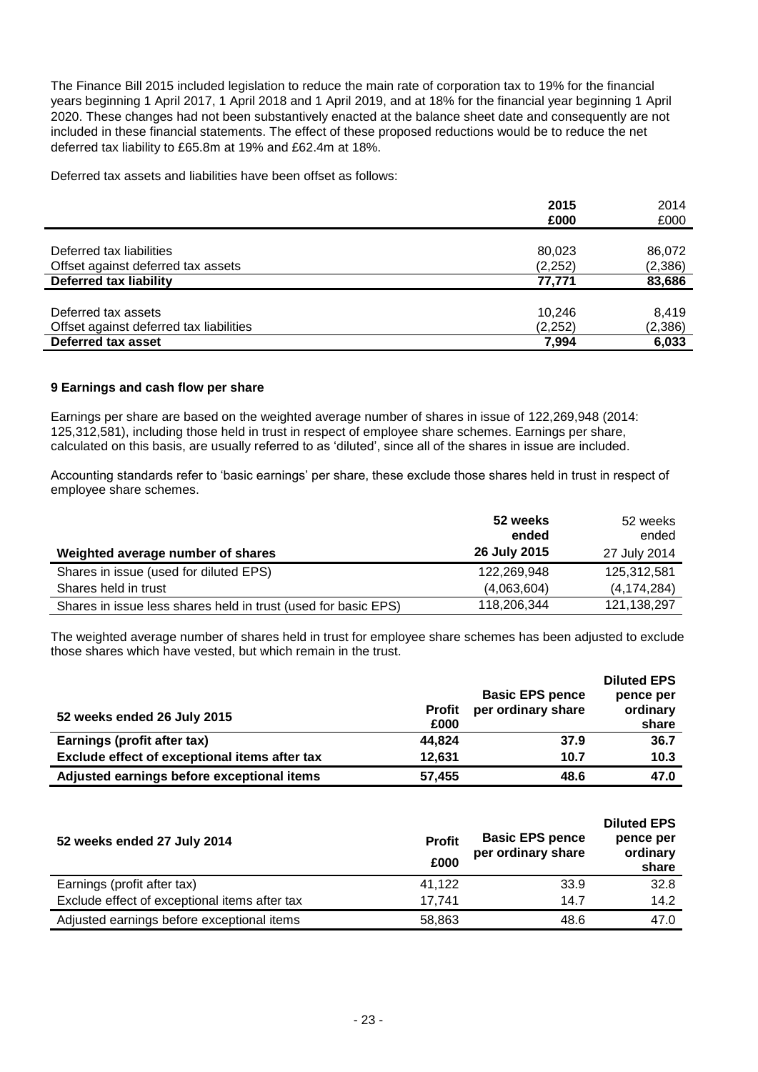The Finance Bill 2015 included legislation to reduce the main rate of corporation tax to 19% for the financial years beginning 1 April 2017, 1 April 2018 and 1 April 2019, and at 18% for the financial year beginning 1 April 2020. These changes had not been substantively enacted at the balance sheet date and consequently are not included in these financial statements. The effect of these proposed reductions would be to reduce the net deferred tax liability to £65.8m at 19% and £62.4m at 18%.

Deferred tax assets and liabilities have been offset as follows:

| | **2015** | 2014 |
|---|---|---|
| | **£000** | £000 |
| Deferred tax liabilities | 80,023 | 86,072 |
| Offset against deferred tax assets | (2,252) | (2,386) |
| **Deferred tax liability** | **77,771** | **83,686** |
| Deferred tax assets | 10,246 | 8,419 |
| Offset against deferred tax liabilities | (2,252) | (2,386) |
| **Deferred tax asset** | **7,994** | **6,033** |

### 9 Earnings and cash flow per share

Earnings per share are based on the weighted average number of shares in issue of 122,269,948 (2014: 125,312,581), including those held in trust in respect of employee share schemes. Earnings per share, calculated on this basis, are usually referred to as 'diluted', since all of the shares in issue are included.

Accounting standards refer to 'basic earnings' per share, these exclude those shares held in trust in respect of employee share schemes.

| **Weighted average number of shares** | **52 weeks ended 26 July 2015** | 52 weeks ended 27 July 2014 |
|---|---|---|
| Shares in issue (used for diluted EPS) | 122,269,948 | 125,312,581 |
| Shares held in trust | (4,063,604) | (4,174,284) |
| Shares in issue less shares held in trust (used for basic EPS) | 118,206,344 | 121,138,297 |

The weighted average number of shares held in trust for employee share schemes has been adjusted to exclude those shares which have vested, but which remain in the trust.

| **52 weeks ended 26 July 2015** | **Profit £000** | **Basic EPS pence per ordinary share** | **Diluted EPS pence per ordinary share** |
|---|---|---|---|
| **Earnings (profit after tax)** | **44,824** | **37.9** | **36.7** |
| **Exclude effect of exceptional items after tax** | **12,631** | **10.7** | **10.3** |
| **Adjusted earnings before exceptional items** | **57,455** | **48.6** | **47.0** |

| **52 weeks ended 27 July 2014** | **Profit £000** | **Basic EPS pence per ordinary share** | **Diluted EPS pence per ordinary share** |
|---|---|---|---|
| Earnings (profit after tax) | 41,122 | 33.9 | 32.8 |
| Exclude effect of exceptional items after tax | 17,741 | 14.7 | 14.2 |
| Adjusted earnings before exceptional items | 58,863 | 48.6 | 47.0 |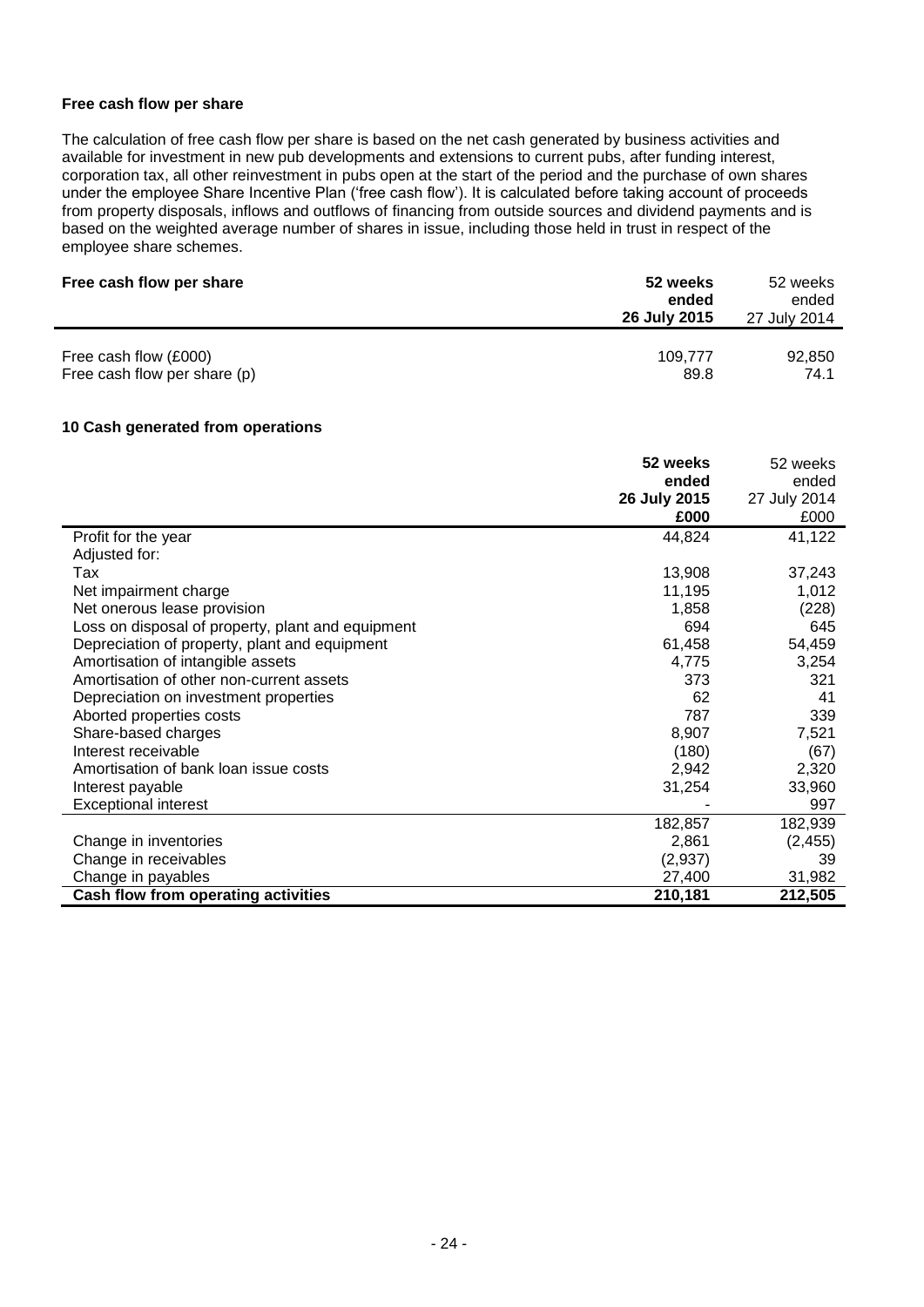**Free cash flow per share**

The calculation of free cash flow per share is based on the net cash generated by business activities and available for investment in new pub developments and extensions to current pubs, after funding interest, corporation tax, all other reinvestment in pubs open at the start of the period and the purchase of own shares under the employee Share Incentive Plan ('free cash flow'). It is calculated before taking account of proceeds from property disposals, inflows and outflows of financing from outside sources and dividend payments and is based on the weighted average number of shares in issue, including those held in trust in respect of the employee share schemes.

| Free cash flow per share | 52 weeks ended 26 July 2015 | 52 weeks ended 27 July 2014 |
|---|---|---|
| Free cash flow (£000) | 109,777 | 92,850 |
| Free cash flow per share (p) | 89.8 | 74.1 |

## 10 Cash generated from operations

| | 52 weeks ended 26 July 2015 £000 | 52 weeks ended 27 July 2014 £000 |
|---|---|---|
| Profit for the year | 44,824 | 41,122 |
| Adjusted for: | | |
| Tax | 13,908 | 37,243 |
| Net impairment charge | 11,195 | 1,012 |
| Net onerous lease provision | 1,858 | (228) |
| Loss on disposal of property, plant and equipment | 694 | 645 |
| Depreciation of property, plant and equipment | 61,458 | 54,459 |
| Amortisation of intangible assets | 4,775 | 3,254 |
| Amortisation of other non-current assets | 373 | 321 |
| Depreciation on investment properties | 62 | 41 |
| Aborted properties costs | 787 | 339 |
| Share-based charges | 8,907 | 7,521 |
| Interest receivable | (180) | (67) |
| Amortisation of bank loan issue costs | 2,942 | 2,320 |
| Interest payable | 31,254 | 33,960 |
| Exceptional interest | - | 997 |
| | 182,857 | 182,939 |
| Change in inventories | 2,861 | (2,455) |
| Change in receivables | (2,937) | 39 |
| Change in payables | 27,400 | 31,982 |
| **Cash flow from operating activities** | **210,181** | **212,505** |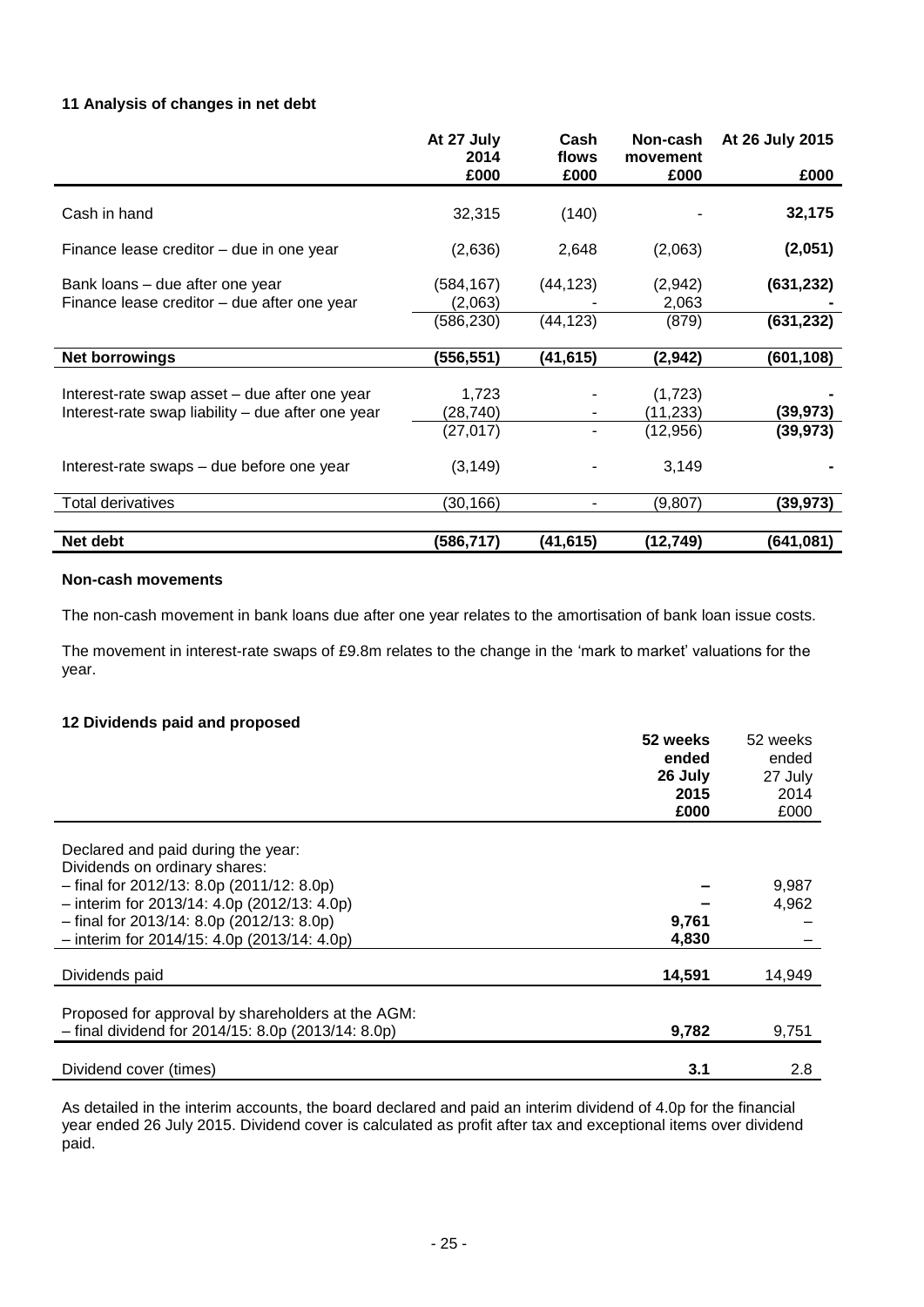### 11 Analysis of changes in net debt

| | At 27 July 2014 £000 | Cash flows £000 | Non-cash movement £000 | At 26 July 2015 £000 |
|---|---|---|---|---|
| Cash in hand | 32,315 | (140) | - | **32,175** |
| Finance lease creditor – due in one year | (2,636) | 2,648 | (2,063) | **(2,051)** |
| Bank loans – due after one year | (584,167) | (44,123) | (2,942) | **(631,232)** |
| Finance lease creditor – due after one year | (2,063) | - | 2,063 | **-** |
| | (586,230) | (44,123) | (879) | **(631,232)** |
| **Net borrowings** | **(556,551)** | **(41,615)** | **(2,942)** | **(601,108)** |
| Interest-rate swap asset – due after one year | 1,723 | - | (1,723) | **-** |
| Interest-rate swap liability – due after one year | (28,740) | - | (11,233) | **(39,973)** |
| | (27,017) | - | (12,956) | **(39,973)** |
| Interest-rate swaps – due before one year | (3,149) | - | 3,149 | **-** |
| Total derivatives | (30,166) | - | (9,807) | **(39,973)** |
| **Net debt** | **(586,717)** | **(41,615)** | **(12,749)** | **(641,081)** |

**Non-cash movements**

The non-cash movement in bank loans due after one year relates to the amortisation of bank loan issue costs.

The movement in interest-rate swaps of £9.8m relates to the change in the 'mark to market' valuations for the year.

### 12 Dividends paid and proposed

| | **52 weeks ended 26 July 2015 £000** | 52 weeks ended 27 July 2014 £000 |
|---|---|---|
| Declared and paid during the year: | | |
| Dividends on ordinary shares: | | |
| – final for 2012/13: 8.0p (2011/12: 8.0p) | **–** | 9,987 |
| – interim for 2013/14: 4.0p (2012/13: 4.0p) | **–** | 4,962 |
| – final for 2013/14: 8.0p (2012/13: 8.0p) | **9,761** | – |
| – interim for 2014/15: 4.0p (2013/14: 4.0p) | **4,830** | – |
| Dividends paid | **14,591** | 14,949 |
| Proposed for approval by shareholders at the AGM: | | |
| – final dividend for 2014/15: 8.0p (2013/14: 8.0p) | **9,782** | 9,751 |
| Dividend cover (times) | **3.1** | 2.8 |

As detailed in the interim accounts, the board declared and paid an interim dividend of 4.0p for the financial year ended 26 July 2015. Dividend cover is calculated as profit after tax and exceptional items over dividend paid.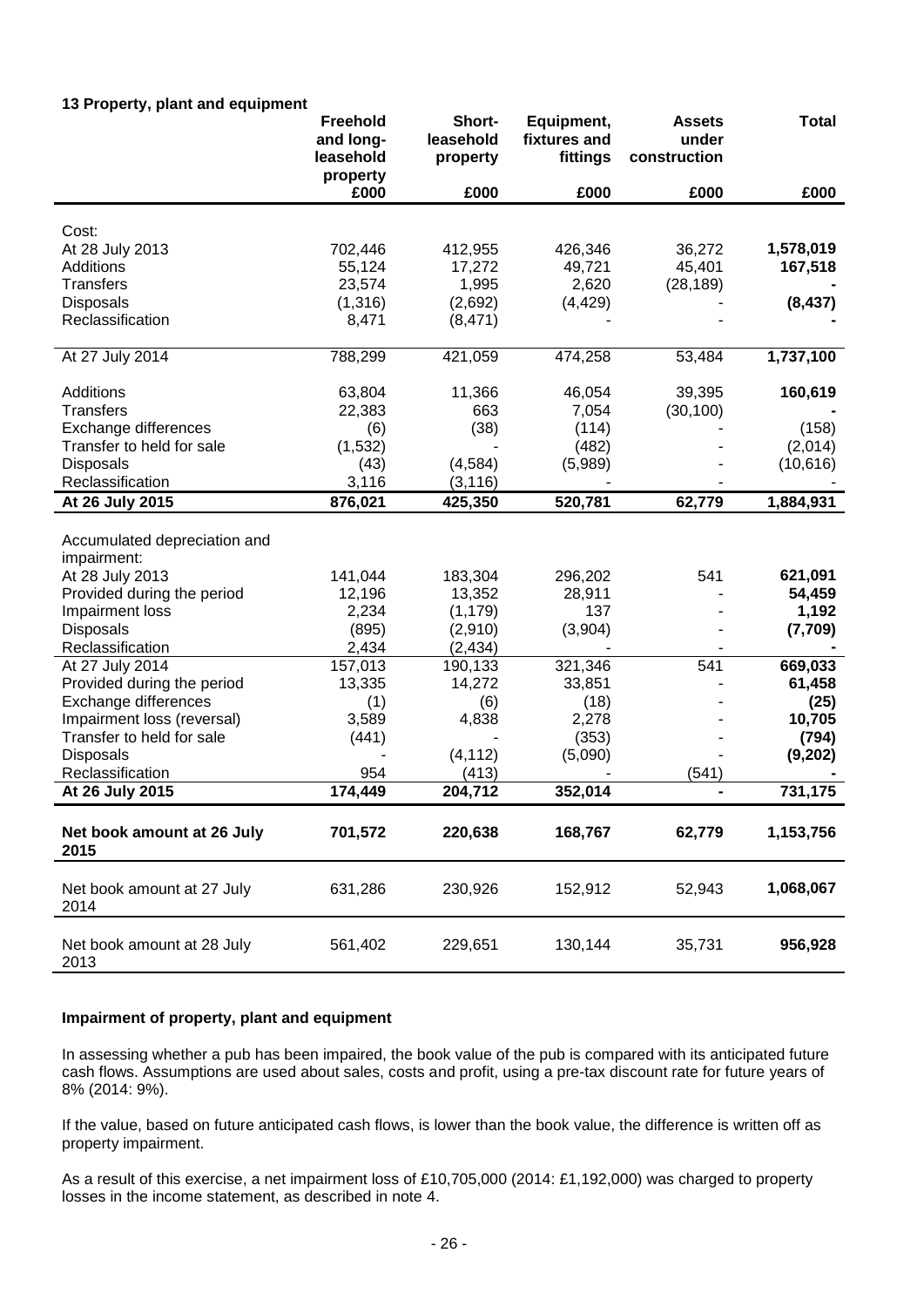## 13 Property, plant and equipment

| | Freehold and long-leasehold property | Short-leasehold property | Equipment, fixtures and fittings | Assets under construction | Total |
|---|---|---|---|---|---|
| | £000 | £000 | £000 | £000 | £000 |
| Cost: | | | | | |
| At 28 July 2013 | 702,446 | 412,955 | 426,346 | 36,272 | **1,578,019** |
| Additions | 55,124 | 17,272 | 49,721 | 45,401 | **167,518** |
| Transfers | 23,574 | 1,995 | 2,620 | (28,189) | **-** |
| Disposals | (1,316) | (2,692) | (4,429) | - | **(8,437)** |
| Reclassification | 8,471 | (8,471) | - | - | **-** |
| At 27 July 2014 | 788,299 | 421,059 | 474,258 | 53,484 | **1,737,100** |
| Additions | 63,804 | 11,366 | 46,054 | 39,395 | **160,619** |
| Transfers | 22,383 | 663 | 7,054 | (30,100) | **-** |
| Exchange differences | (6) | (38) | (114) | - | (158) |
| Transfer to held for sale | (1,532) | - | (482) | - | (2,014) |
| Disposals | (43) | (4,584) | (5,989) | - | (10,616) |
| Reclassification | 3,116 | (3,116) | - | - | - |
| **At 26 July 2015** | **876,021** | **425,350** | **520,781** | **62,779** | **1,884,931** |
| Accumulated depreciation and impairment: | | | | | |
| At 28 July 2013 | 141,044 | 183,304 | 296,202 | 541 | **621,091** |
| Provided during the period | 12,196 | 13,352 | 28,911 | - | **54,459** |
| Impairment loss | 2,234 | (1,179) | 137 | - | **1,192** |
| Disposals | (895) | (2,910) | (3,904) | - | **(7,709)** |
| Reclassification | 2,434 | (2,434) | - | - | **-** |
| At 27 July 2014 | 157,013 | 190,133 | 321,346 | 541 | **669,033** |
| Provided during the period | 13,335 | 14,272 | 33,851 | - | **61,458** |
| Exchange differences | (1) | (6) | (18) | - | **(25)** |
| Impairment loss (reversal) | 3,589 | 4,838 | 2,278 | - | **10,705** |
| Transfer to held for sale | (441) | - | (353) | - | **(794)** |
| Disposals | - | (4,112) | (5,090) | - | **(9,202)** |
| Reclassification | 954 | (413) | - | (541) | **-** |
| **At 26 July 2015** | **174,449** | **204,712** | **352,014** | **-** | **731,175** |
| **Net book amount at 26 July 2015** | **701,572** | **220,638** | **168,767** | **62,779** | **1,153,756** |
| Net book amount at 27 July 2014 | 631,286 | 230,926 | 152,912 | 52,943 | **1,068,067** |
| Net book amount at 28 July 2013 | 561,402 | 229,651 | 130,144 | 35,731 | **956,928** |

### Impairment of property, plant and equipment

In assessing whether a pub has been impaired, the book value of the pub is compared with its anticipated future cash flows. Assumptions are used about sales, costs and profit, using a pre-tax discount rate for future years of 8% (2014: 9%).

If the value, based on future anticipated cash flows, is lower than the book value, the difference is written off as property impairment.

As a result of this exercise, a net impairment loss of £10,705,000 (2014: £1,192,000) was charged to property losses in the income statement, as described in note 4.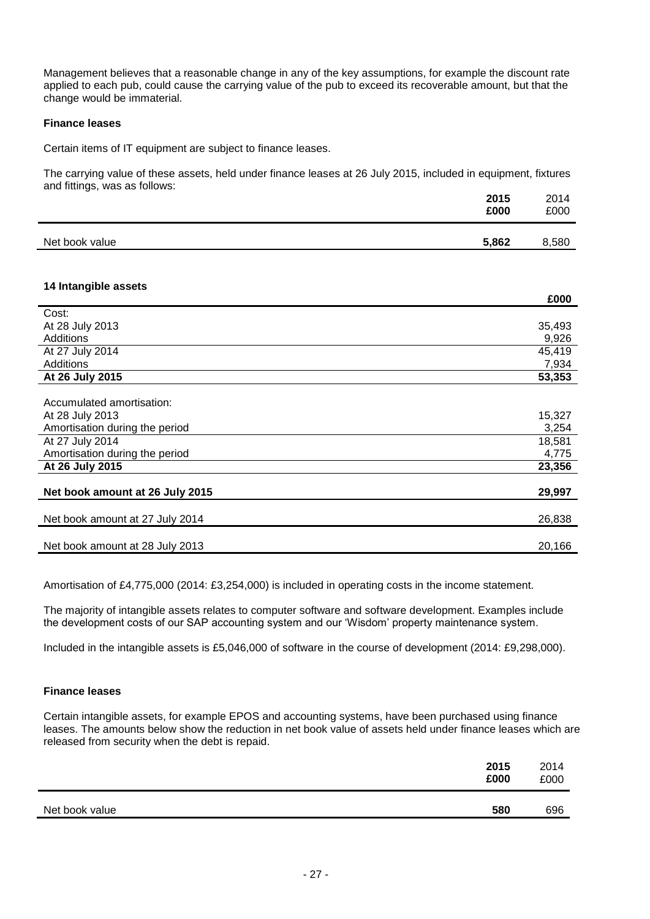Management believes that a reasonable change in any of the key assumptions, for example the discount rate applied to each pub, could cause the carrying value of the pub to exceed its recoverable amount, but that the change would be immaterial.

**Finance leases**

Certain items of IT equipment are subject to finance leases.

The carrying value of these assets, held under finance leases at 26 July 2015, included in equipment, fixtures and fittings, was as follows:

| | **2015 £000** | 2014 £000 |
|---|---|---|
| Net book value | **5,862** | 8,580 |

### 14 Intangible assets

| | **£000** |
|---|---|
| Cost: | |
| At 28 July 2013 | 35,493 |
| Additions | 9,926 |
| At 27 July 2014 | 45,419 |
| Additions | 7,934 |
| **At 26 July 2015** | **53,353** |
| | |
| Accumulated amortisation: | |
| At 28 July 2013 | 15,327 |
| Amortisation during the period | 3,254 |
| At 27 July 2014 | 18,581 |
| Amortisation during the period | 4,775 |
| **At 26 July 2015** | **23,356** |
| | |
| **Net book amount at 26 July 2015** | **29,997** |
| | |
| Net book amount at 27 July 2014 | 26,838 |
| | |
| Net book amount at 28 July 2013 | 20,166 |

Amortisation of £4,775,000 (2014: £3,254,000) is included in operating costs in the income statement.

The majority of intangible assets relates to computer software and software development. Examples include the development costs of our SAP accounting system and our 'Wisdom' property maintenance system.

Included in the intangible assets is £5,046,000 of software in the course of development (2014: £9,298,000).

**Finance leases**

Certain intangible assets, for example EPOS and accounting systems, have been purchased using finance leases. The amounts below show the reduction in net book value of assets held under finance leases which are released from security when the debt is repaid.

| | **2015 £000** | 2014 £000 |
|---|---|---|
| Net book value | **580** | 696 |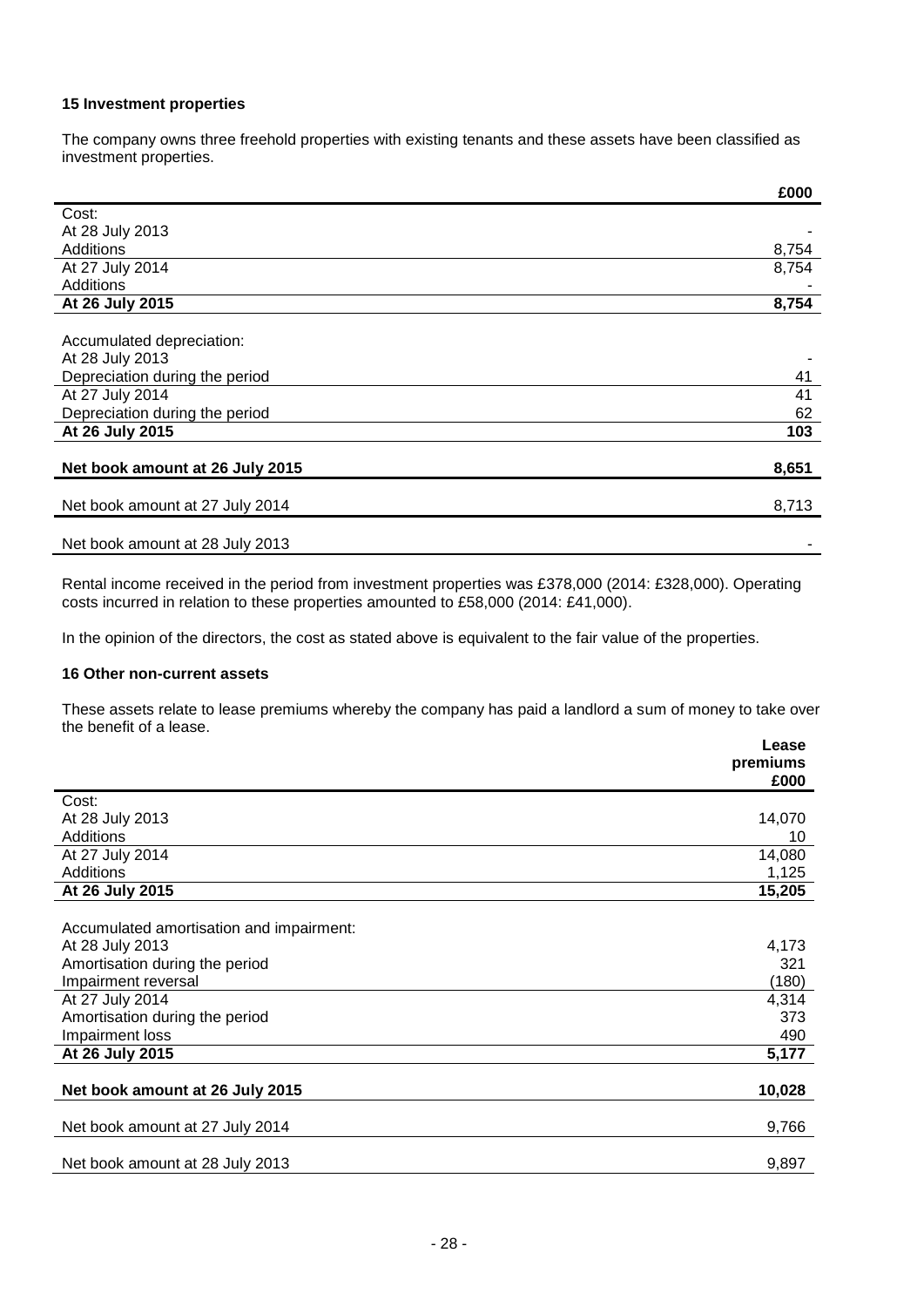**15 Investment properties**

The company owns three freehold properties with existing tenants and these assets have been classified as investment properties.

| | £000 |
|---|---|
| Cost: | |
| At 28 July 2013 | - |
| Additions | 8,754 |
| At 27 July 2014 | 8,754 |
| Additions | - |
| **At 26 July 2015** | **8,754** |
| | |
| Accumulated depreciation: | |
| At 28 July 2013 | - |
| Depreciation during the period | 41 |
| At 27 July 2014 | 41 |
| Depreciation during the period | 62 |
| **At 26 July 2015** | **103** |
| | |
| **Net book amount at 26 July 2015** | **8,651** |
| | |
| Net book amount at 27 July 2014 | 8,713 |
| | |
| Net book amount at 28 July 2013 | - |

Rental income received in the period from investment properties was £378,000 (2014: £328,000). Operating costs incurred in relation to these properties amounted to £58,000 (2014: £41,000).

In the opinion of the directors, the cost as stated above is equivalent to the fair value of the properties.

**16 Other non-current assets**

These assets relate to lease premiums whereby the company has paid a landlord a sum of money to take over the benefit of a lease.

| | Lease premiums £000 |
|---|---|
| Cost: | |
| At 28 July 2013 | 14,070 |
| Additions | 10 |
| At 27 July 2014 | 14,080 |
| Additions | 1,125 |
| **At 26 July 2015** | **15,205** |
| | |
| Accumulated amortisation and impairment: | |
| At 28 July 2013 | 4,173 |
| Amortisation during the period | 321 |
| Impairment reversal | (180) |
| At 27 July 2014 | 4,314 |
| Amortisation during the period | 373 |
| Impairment loss | 490 |
| **At 26 July 2015** | **5,177** |
| | |
| **Net book amount at 26 July 2015** | **10,028** |
| | |
| Net book amount at 27 July 2014 | 9,766 |
| | |
| Net book amount at 28 July 2013 | 9,897 |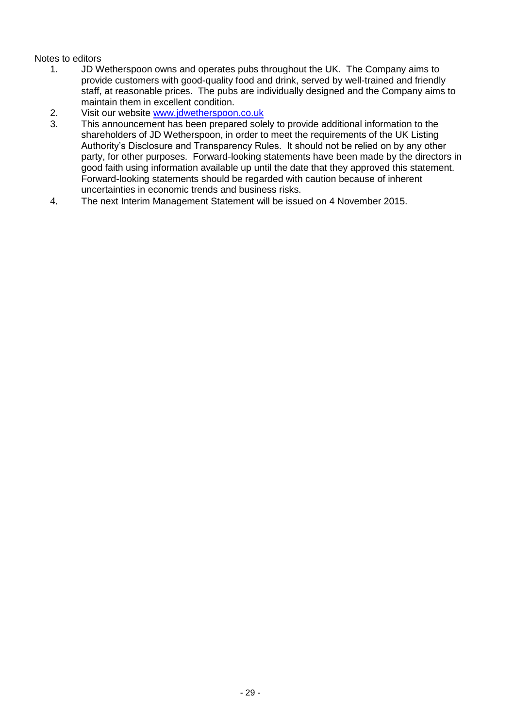Notes to editors

1. JD Wetherspoon owns and operates pubs throughout the UK. The Company aims to provide customers with good-quality food and drink, served by well-trained and friendly staff, at reasonable prices. The pubs are individually designed and the Company aims to maintain them in excellent condition.
2. Visit our website [www.jdwetherspoon.co.uk](http://www.jdwetherspoon.co.uk)
3. This announcement has been prepared solely to provide additional information to the shareholders of JD Wetherspoon, in order to meet the requirements of the UK Listing Authority's Disclosure and Transparency Rules. It should not be relied on by any other party, for other purposes. Forward-looking statements have been made by the directors in good faith using information available up until the date that they approved this statement. Forward-looking statements should be regarded with caution because of inherent uncertainties in economic trends and business risks.
4. The next Interim Management Statement will be issued on 4 November 2015.